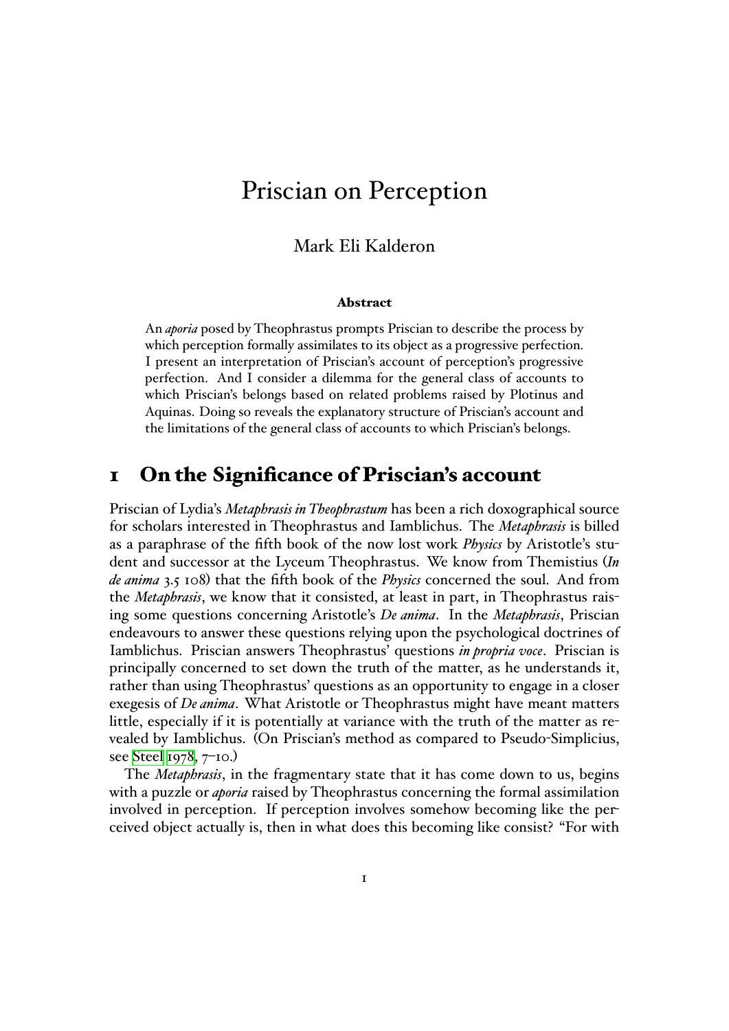# Priscian on Perception

Mark Eli Kalderon

**Abstract**

An *aporia* posed by Theophrastus prompts Priscian to describe the process by which perception formally assimilates to its object as a progressive perfection. I present an interpretation of Priscian's account of perception's progressive perfection. And I consider a dilemma for the general class of accounts to which Priscian's belongs based on related problems raised by Plotinus and Aquinas. Doing so reveals the explanatory structure of Priscian's account and the limitations of the general class of accounts to which Priscian's belongs.

## 1 On the Significance of Priscian's account

Priscian of Lydia's *Metaphrasis in Theophrastum* has been a rich doxographical source for scholars interested in Theophrastus and Iamblichus. The *Metaphrasis* is billed as a paraphrase of the fifth book of the now lost work *Physics* by Aristotle's student and successor at the Lyceum Theophrastus. We know from Themistius (*In de anima* 3.5 108) that the fifth book of the *Physics* concerned the soul. And from the *Metaphrasis*, we know that it consisted, at least in part, in Theophrastus raising some questions concerning Aristotle's *De anima*. In the *Metaphrasis*, Priscian endeavours to answer these questions relying upon the psychological doctrines of Iamblichus. Priscian answers Theophrastus' questions *in propria voce*. Priscian is principally concerned to set down the truth of the matter, as he understands it, rather than using Theophrastus' questions as an opportunity to engage in a closer exegesis of *De anima*. What Aristotle or Theophrastus might have meant matters little, especially if it is potentially at variance with the truth of the matter as revealed by Iamblichus. (On Priscian's method as compared to Pseudo-Simplicius, see Steel 1978, 7–10.)

The *Metaphrasis*, in the fragmentary state that it has come down to us, begins with a puzzle or *aporia* raised by Theophrastus concerning the formal assimilation involved in perception. If perception involves somehow becoming like the perceived object actually is, then in what does this becoming like consist? "For with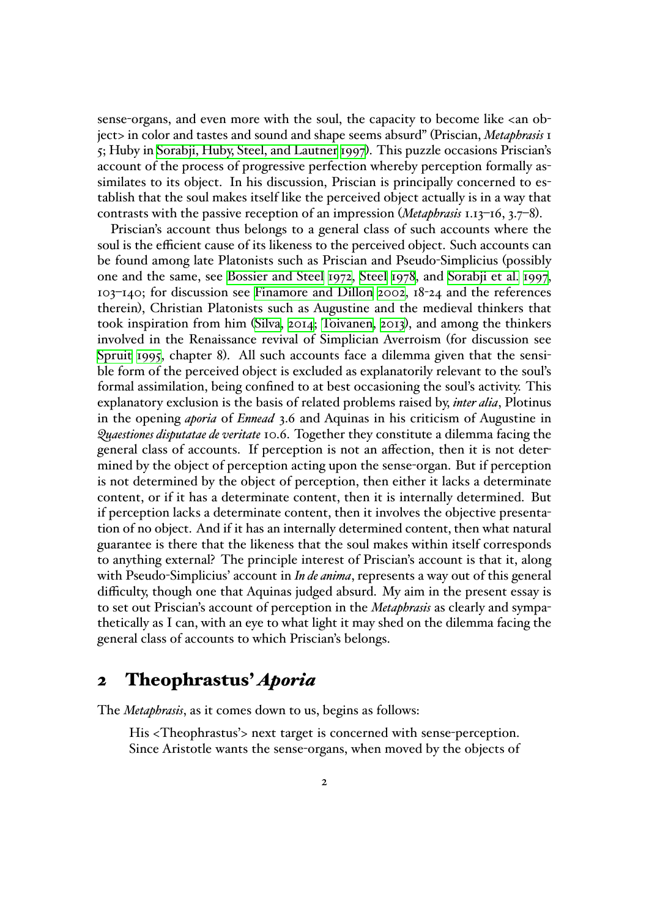sense-organs, and even more with the soul, the capacity to become like <an object> in color and tastes and sound and shape seems absurd" (Priscian, *Metaphrasis* 1 5; Huby in Sorabji, Huby, Steel, and Lautner 1997). This puzzle occasions Priscian's account of the process of progressive perfection whereby perception formally assimilates to its object. In his discussion, Priscian is principally concerned to establish that the soul makes itself like the perceived object actually is in a way that contrasts with the passive reception of an impression (*Metaphrasis* 1.13–16, 3.7–8).

Priscian's account thus belongs to a general class of such accounts where the soul is the efficient cause of its likeness to the perceived object. Such accounts can be found among late Platonists such as Priscian and Pseudo-Simplicius (possibly one and the same, see Bossier and Steel 1972, Steel 1978, and Sorabji et al. 1997, 103–140; for discussion see Finamore and Dillon 2002, 18-24 and the references therein), Christian Platonists such as Augustine and the medieval thinkers that took inspiration from him (Silva, 2014; Toivanen, 2013), and among the thinkers involved in the Renaissance revival of Simplician Averroism (for discussion see Spruit 1995, chapter 8). All such accounts face a dilemma given that the sensible form of the perceived object is excluded as explanatorily relevant to the soul's formal assimilation, being confined to at best occasioning the soul's activity. This explanatory exclusion is the basis of related problems raised by, *inter alia*, Plotinus in the opening *aporia* of *Ennead* 3.6 and Aquinas in his criticism of Augustine in *Quaestiones disputatae de veritate* 10.6. Together they constitute a dilemma facing the general class of accounts. If perception is not an affection, then it is not determined by the object of perception acting upon the sense-organ. But if perception is not determined by the object of perception, then either it lacks a determinate content, or if it has a determinate content, then it is internally determined. But if perception lacks a determinate content, then it involves the objective presentation of no object. And if it has an internally determined content, then what natural guarantee is there that the likeness that the soul makes within itself corresponds to anything external? The principle interest of Priscian's account is that it, along with Pseudo-Simplicius' account in *In de anima*, represents a way out of this general difficulty, though one that Aquinas judged absurd. My aim in the present essay is to set out Priscian's account of perception in the *Metaphrasis* as clearly and sympathetically as I can, with an eye to what light it may shed on the dilemma facing the general class of accounts to which Priscian's belongs.

## 2 Theophrastus' *Aporia*

The *Metaphrasis*, as it comes down to us, begins as follows:

> His <Theophrastus'> next target is concerned with sense-perception. Since Aristotle wants the sense-organs, when moved by the objects of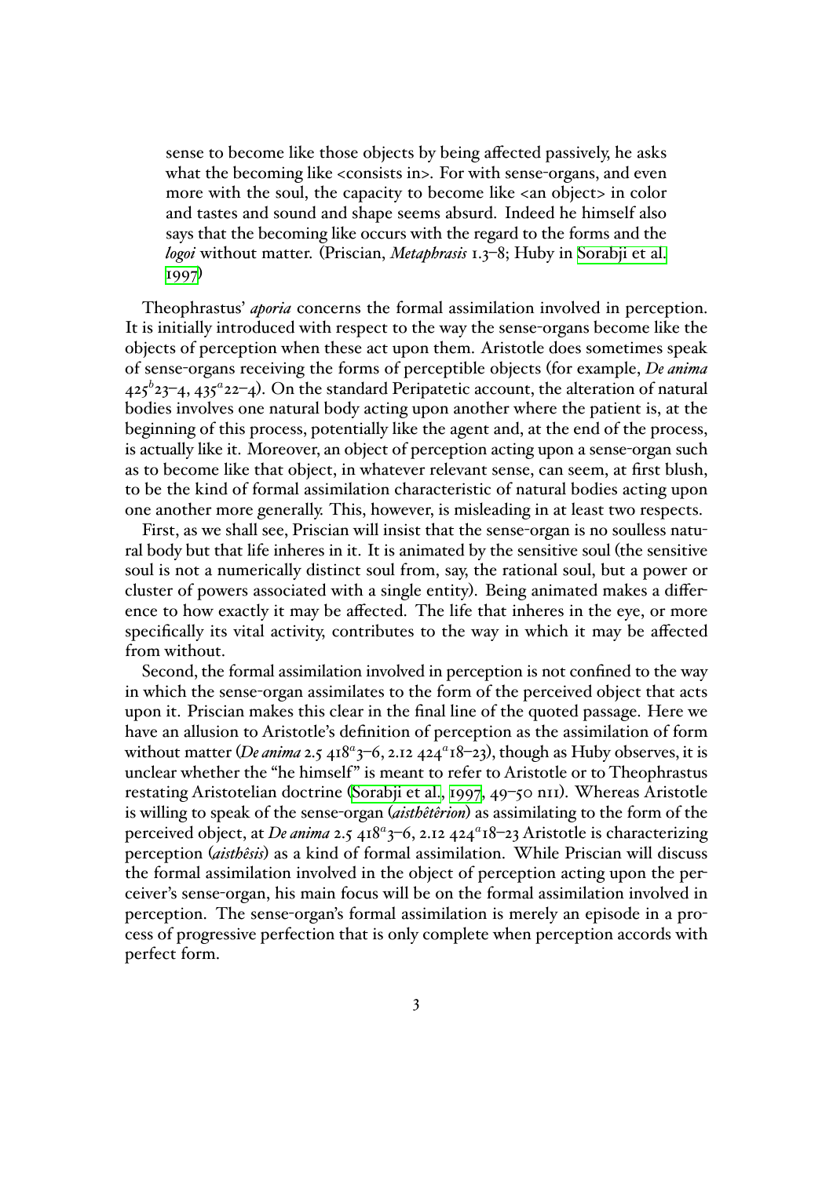> sense to become like those objects by being affected passively, he asks what the becoming like <consists in>. For with sense-organs, and even more with the soul, the capacity to become like <an object> in color and tastes and sound and shape seems absurd. Indeed he himself also says that the becoming like occurs with the regard to the forms and the *logoi* without matter. (Priscian, *Metaphrasis* 1.3–8; Huby in Sorabji et al. 1997)

Theophrastus' *aporia* concerns the formal assimilation involved in perception. It is initially introduced with respect to the way the sense-organs become like the objects of perception when these act upon them. Aristotle does sometimes speak of sense-organs receiving the forms of perceptible objects (for example, *De anima* $425^b23$–4, $435^a22$–4). On the standard Peripatetic account, the alteration of natural bodies involves one natural body acting upon another where the patient is, at the beginning of this process, potentially like the agent and, at the end of the process, is actually like it. Moreover, an object of perception acting upon a sense-organ such as to become like that object, in whatever relevant sense, can seem, at first blush, to be the kind of formal assimilation characteristic of natural bodies acting upon one another more generally. This, however, is misleading in at least two respects.

First, as we shall see, Priscian will insist that the sense-organ is no soulless natural body but that life inheres in it. It is animated by the sensitive soul (the sensitive soul is not a numerically distinct soul from, say, the rational soul, but a power or cluster of powers associated with a single entity). Being animated makes a difference to how exactly it may be affected. The life that inheres in the eye, or more specifically its vital activity, contributes to the way in which it may be affected from without.

Second, the formal assimilation involved in perception is not confined to the way in which the sense-organ assimilates to the form of the perceived object that acts upon it. Priscian makes this clear in the final line of the quoted passage. Here we have an allusion to Aristotle's definition of perception as the assimilation of form without matter (*De anima* 2.5 $418^a3$–6, 2.12 $424^a18$–23), though as Huby observes, it is unclear whether the "he himself" is meant to refer to Aristotle or to Theophrastus restating Aristotelian doctrine (Sorabji et al., 1997, 49–50 n11). Whereas Aristotle is willing to speak of the sense-organ (*aisthêtêrion*) as assimilating to the form of the perceived object, at *De anima* 2.5 $418^a3$–6, 2.12 $424^a18$–23 Aristotle is characterizing perception (*aisthêsis*) as a kind of formal assimilation. While Priscian will discuss the formal assimilation involved in the object of perception acting upon the perceiver's sense-organ, his main focus will be on the formal assimilation involved in perception. The sense-organ's formal assimilation is merely an episode in a process of progressive perfection that is only complete when perception accords with perfect form.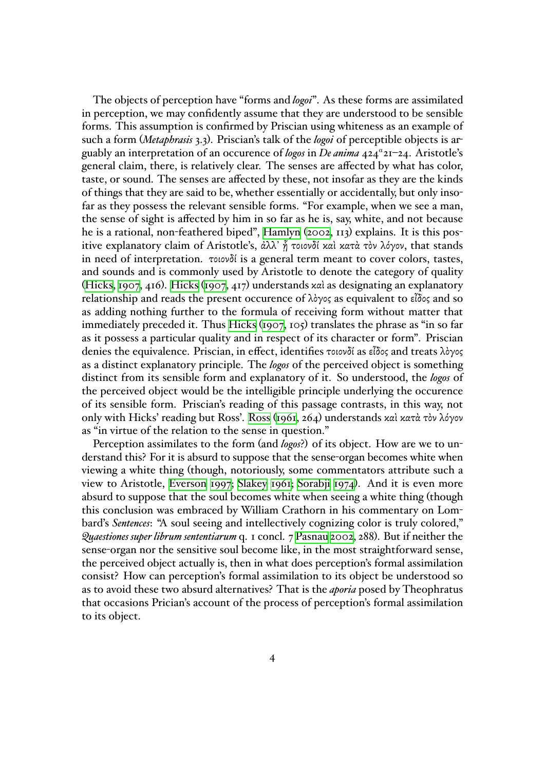The objects of perception have "forms and *logoi*". As these forms are assimilated in perception, we may confidently assume that they are understood to be sensible forms. This assumption is confirmed by Priscian using whiteness as an example of such a form (*Metaphrasis* 3.3). Priscian's talk of the *logoi* of perceptible objects is arguably an interpretation of an occurence of *logos* in *De anima* 424$^a$21–24. Aristotle's general claim, there, is relatively clear. The senses are affected by what has color, taste, or sound. The senses are affected by these, not insofar as they are the kinds of things that they are said to be, whether essentially or accidentally, but only insofar as they possess the relevant sensible forms. "For example, when we see a man, the sense of sight is affected by him in so far as he is, say, white, and not because he is a rational, non-feathered biped", Hamlyn (2002, 113) explains. It is this positive explanatory claim of Aristotle's, *ἀλλ' ᾗ τοιονδί καὶ κατὰ τὸν λόγον*, that stands in need of interpretation. *τοιονδί* is a general term meant to cover colors, tastes, and sounds and is commonly used by Aristotle to denote the category of quality (Hicks, 1907, 416). Hicks (1907, 417) understands καὶ as designating an explanatory relationship and reads the present occurence of λὸγος as equivalent to εἶδος and so as adding nothing further to the formula of receiving form without matter that immediately preceded it. Thus Hicks (1907, 105) translates the phrase as "in so far as it possess a particular quality and in respect of its character or form". Priscian denies the equivalence. Priscian, in effect, identifies τοιονδί as εἶδος and treats λὸγος as a distinct explanatory principle. The *logos* of the perceived object is something distinct from its sensible form and explanatory of it. So understood, the *logos* of the perceived object would be the intelligible principle underlying the occurence of its sensible form. Priscian's reading of this passage contrasts, in this way, not only with Hicks' reading but Ross'. Ross (1961, 264) understands καὶ κατὰ τὸν λόγον as "in virtue of the relation to the sense in question."

Perception assimilates to the form (and *logos*?) of its object. How are we to understand this? For it is absurd to suppose that the sense-organ becomes white when viewing a white thing (though, notoriously, some commentators attribute such a view to Aristotle, Everson 1997; Slakey 1961; Sorabji 1974). And it is even more absurd to suppose that the soul becomes white when seeing a white thing (though this conclusion was embraced by William Crathorn in his commentary on Lombard's *Sentences*: "A soul seeing and intellectively cognizing color is truly colored," *Quaestiones super librum sententiarum* q. 1 concl. 7 Pasnau 2002, 288). But if neither the sense-organ nor the sensitive soul become like, in the most straightforward sense, the perceived object actually is, then in what does perception's formal assimilation consist? How can perception's formal assimilation to its object be understood so as to avoid these two absurd alternatives? That is the *aporia* posed by Theophratus that occasions Prician's account of the process of perception's formal assimilation to its object.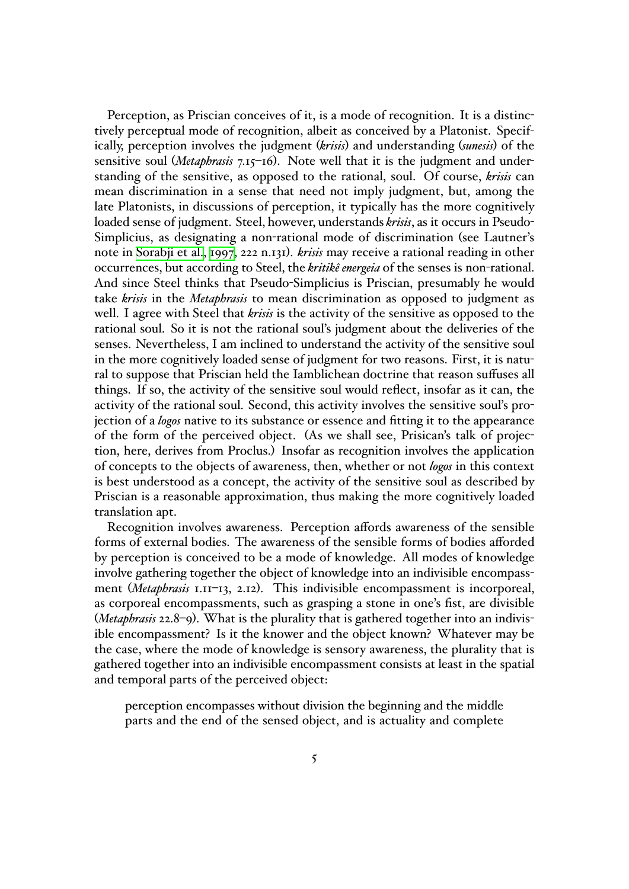Perception, as Priscian conceives of it, is a mode of recognition. It is a distinctively perceptual mode of recognition, albeit as conceived by a Platonist. Specifically, perception involves the judgment (*krisis*) and understanding (*sunesis*) of the sensitive soul (*Metaphrasis* 7.15–16). Note well that it is the judgment and understanding of the sensitive, as opposed to the rational, soul. Of course, *krisis* can mean discrimination in a sense that need not imply judgment, but, among the late Platonists, in discussions of perception, it typically has the more cognitively loaded sense of judgment. Steel, however, understands *krisis*, as it occurs in Pseudo-Simplicius, as designating a non-rational mode of discrimination (see Lautner's note in Sorabji et al., 1997, 222 n.131). *krisis* may receive a rational reading in other occurrences, but according to Steel, the *kritikê energeia* of the senses is non-rational. And since Steel thinks that Pseudo-Simplicius is Priscian, presumably he would take *krisis* in the *Metaphrasis* to mean discrimination as opposed to judgment as well. I agree with Steel that *krisis* is the activity of the sensitive as opposed to the rational soul. So it is not the rational soul's judgment about the deliveries of the senses. Nevertheless, I am inclined to understand the activity of the sensitive soul in the more cognitively loaded sense of judgment for two reasons. First, it is natural to suppose that Priscian held the Iamblichean doctrine that reason suffuses all things. If so, the activity of the sensitive soul would reflect, insofar as it can, the activity of the rational soul. Second, this activity involves the sensitive soul's projection of a *logos* native to its substance or essence and fitting it to the appearance of the form of the perceived object. (As we shall see, Prisican's talk of projection, here, derives from Proclus.) Insofar as recognition involves the application of concepts to the objects of awareness, then, whether or not *logos* in this context is best understood as a concept, the activity of the sensitive soul as described by Priscian is a reasonable approximation, thus making the more cognitively loaded translation apt.

Recognition involves awareness. Perception affords awareness of the sensible forms of external bodies. The awareness of the sensible forms of bodies afforded by perception is conceived to be a mode of knowledge. All modes of knowledge involve gathering together the object of knowledge into an indivisible encompassment (*Metaphrasis* 1.11–13, 2.12). This indivisible encompassment is incorporeal, as corporeal encompassments, such as grasping a stone in one's fist, are divisible (*Metaphrasis* 22.8–9). What is the plurality that is gathered together into an indivisible encompassment? Is it the knower and the object known? Whatever may be the case, where the mode of knowledge is sensory awareness, the plurality that is gathered together into an indivisible encompassment consists at least in the spatial and temporal parts of the perceived object:

> perception encompasses without division the beginning and the middle parts and the end of the sensed object, and is actuality and complete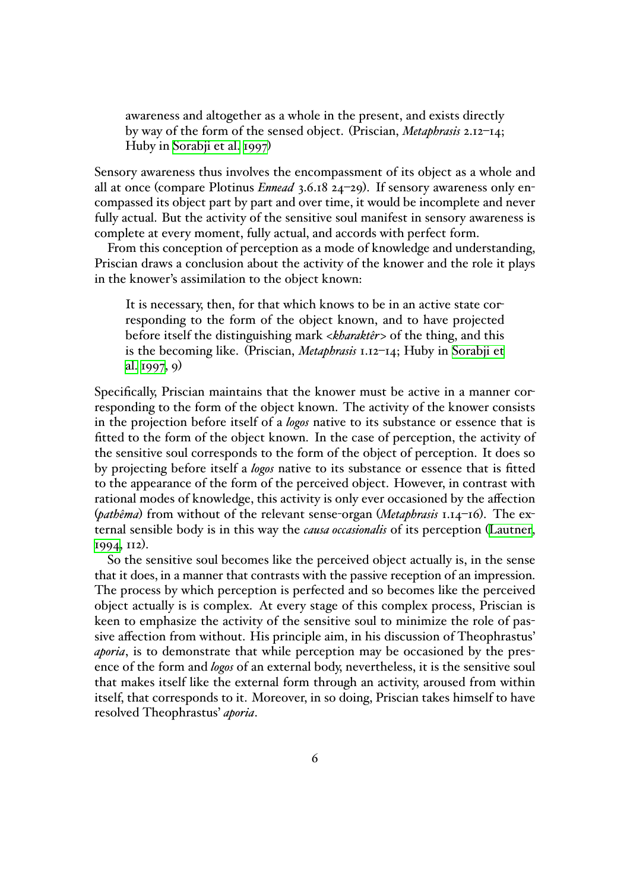> awareness and altogether as a whole in the present, and exists directly by way of the form of the sensed object. (Priscian, *Metaphrasis* 2.12–14; Huby in Sorabji et al. 1997)

Sensory awareness thus involves the encompassment of its object as a whole and all at once (compare Plotinus *Ennead* 3.6.18 24–29). If sensory awareness only encompassed its object part by part and over time, it would be incomplete and never fully actual. But the activity of the sensitive soul manifest in sensory awareness is complete at every moment, fully actual, and accords with perfect form.

From this conception of perception as a mode of knowledge and understanding, Priscian draws a conclusion about the activity of the knower and the role it plays in the knower's assimilation to the object known:

> It is necessary, then, for that which knows to be in an active state corresponding to the form of the object known, and to have projected before itself the distinguishing mark <*kharaktêr*> of the thing, and this is the becoming like. (Priscian, *Metaphrasis* 1.12–14; Huby in Sorabji et al. 1997, 9)

Specifically, Priscian maintains that the knower must be active in a manner corresponding to the form of the object known. The activity of the knower consists in the projection before itself of a *logos* native to its substance or essence that is fitted to the form of the object known. In the case of perception, the activity of the sensitive soul corresponds to the form of the object of perception. It does so by projecting before itself a *logos* native to its substance or essence that is fitted to the appearance of the form of the perceived object. However, in contrast with rational modes of knowledge, this activity is only ever occasioned by the affection (*pathêma*) from without of the relevant sense-organ (*Metaphrasis* 1.14–16). The external sensible body is in this way the *causa occasionalis* of its perception (Lautner, 1994, 112).

So the sensitive soul becomes like the perceived object actually is, in the sense that it does, in a manner that contrasts with the passive reception of an impression. The process by which perception is perfected and so becomes like the perceived object actually is is complex. At every stage of this complex process, Priscian is keen to emphasize the activity of the sensitive soul to minimize the role of passive affection from without. His principle aim, in his discussion of Theophrastus' *aporia*, is to demonstrate that while perception may be occasioned by the presence of the form and *logos* of an external body, nevertheless, it is the sensitive soul that makes itself like the external form through an activity, aroused from within itself, that corresponds to it. Moreover, in so doing, Priscian takes himself to have resolved Theophrastus' *aporia*.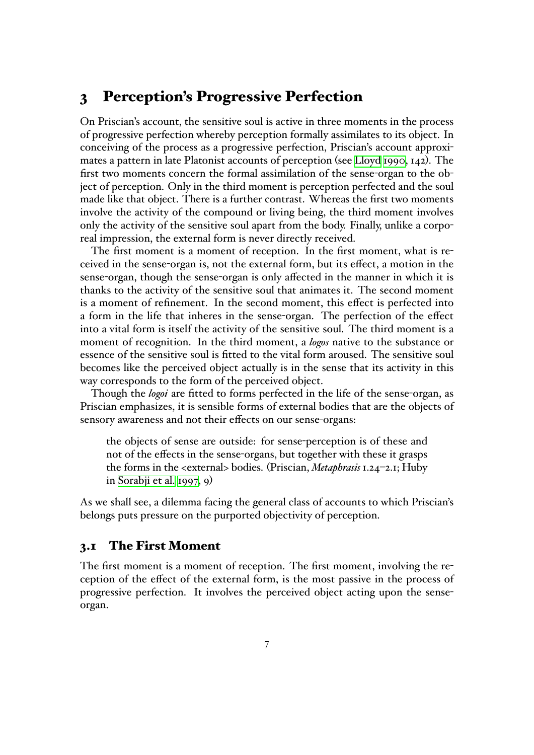## 3 Perception's Progressive Perfection

On Priscian's account, the sensitive soul is active in three moments in the process of progressive perfection whereby perception formally assimilates to its object. In conceiving of the process as a progressive perfection, Priscian's account approximates a pattern in late Platonist accounts of perception (see Lloyd 1990, 142). The first two moments concern the formal assimilation of the sense-organ to the object of perception. Only in the third moment is perception perfected and the soul made like that object. There is a further contrast. Whereas the first two moments involve the activity of the compound or living being, the third moment involves only the activity of the sensitive soul apart from the body. Finally, unlike a corporeal impression, the external form is never directly received.

The first moment is a moment of reception. In the first moment, what is received in the sense-organ is, not the external form, but its effect, a motion in the sense-organ, though the sense-organ is only affected in the manner in which it is thanks to the activity of the sensitive soul that animates it. The second moment is a moment of refinement. In the second moment, this effect is perfected into a form in the life that inheres in the sense-organ. The perfection of the effect into a vital form is itself the activity of the sensitive soul. The third moment is a moment of recognition. In the third moment, a *logos* native to the substance or essence of the sensitive soul is fitted to the vital form aroused. The sensitive soul becomes like the perceived object actually is in the sense that its activity in this way corresponds to the form of the perceived object.

Though the *logoi* are fitted to forms perfected in the life of the sense-organ, as Priscian emphasizes, it is sensible forms of external bodies that are the objects of sensory awareness and not their effects on our sense-organs:

> the objects of sense are outside: for sense-perception is of these and not of the effects in the sense-organs, but together with these it grasps the forms in the <external> bodies. (Priscian, *Metaphrasis* 1.24–2.1; Huby in Sorabji et al. 1997, 9)

As we shall see, a dilemma facing the general class of accounts to which Priscian's belongs puts pressure on the purported objectivity of perception.

### 3.1 The First Moment

The first moment is a moment of reception. The first moment, involving the reception of the effect of the external form, is the most passive in the process of progressive perfection. It involves the perceived object acting upon the sense-organ.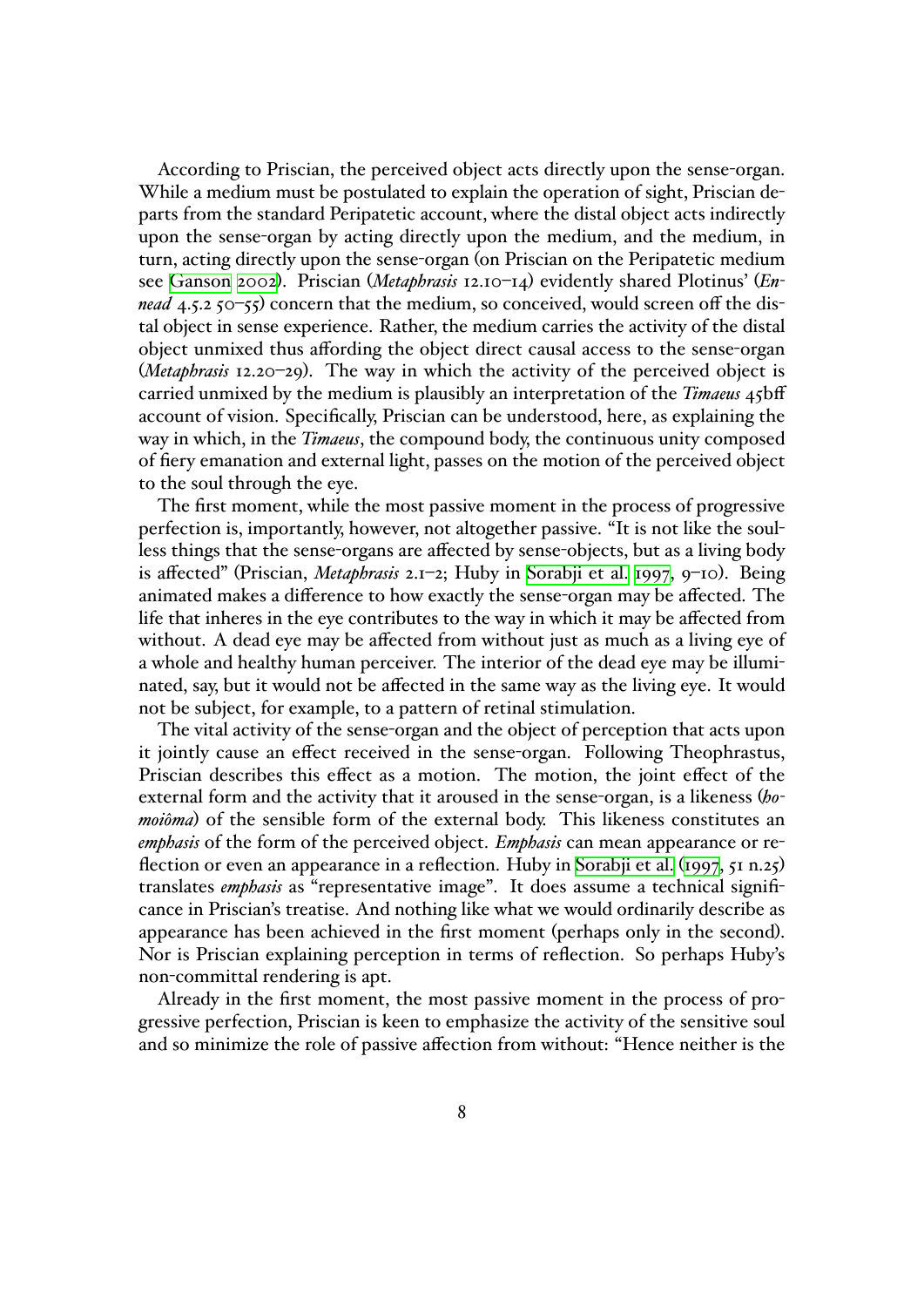According to Priscian, the perceived object acts directly upon the sense-organ. While a medium must be postulated to explain the operation of sight, Priscian departs from the standard Peripatetic account, where the distal object acts indirectly upon the sense-organ by acting directly upon the medium, and the medium, in turn, acting directly upon the sense-organ (on Priscian on the Peripatetic medium see Ganson 2002). Priscian (*Metaphrasis* 12.10–14) evidently shared Plotinus' (*Ennead* 4.5.2 50–55) concern that the medium, so conceived, would screen off the distal object in sense experience. Rather, the medium carries the activity of the distal object unmixed thus affording the object direct causal access to the sense-organ (*Metaphrasis* 12.20–29). The way in which the activity of the perceived object is carried unmixed by the medium is plausibly an interpretation of the *Timaeus* 45bff account of vision. Specifically, Priscian can be understood, here, as explaining the way in which, in the *Timaeus*, the compound body, the continuous unity composed of fiery emanation and external light, passes on the motion of the perceived object to the soul through the eye.

The first moment, while the most passive moment in the process of progressive perfection is, importantly, however, not altogether passive. "It is not like the soulless things that the sense-organs are affected by sense-objects, but as a living body is affected" (Priscian, *Metaphrasis* 2.1–2; Huby in Sorabji et al. 1997, 9–10). Being animated makes a difference to how exactly the sense-organ may be affected. The life that inheres in the eye contributes to the way in which it may be affected from without. A dead eye may be affected from without just as much as a living eye of a whole and healthy human perceiver. The interior of the dead eye may be illuminated, say, but it would not be affected in the same way as the living eye. It would not be subject, for example, to a pattern of retinal stimulation.

The vital activity of the sense-organ and the object of perception that acts upon it jointly cause an effect received in the sense-organ. Following Theophrastus, Priscian describes this effect as a motion. The motion, the joint effect of the external form and the activity that it aroused in the sense-organ, is a likeness (*homoiôma*) of the sensible form of the external body. This likeness constitutes an *emphasis* of the form of the perceived object. *Emphasis* can mean appearance or reflection or even an appearance in a reflection. Huby in Sorabji et al. (1997, 51 n.25) translates *emphasis* as "representative image". It does assume a technical significance in Priscian's treatise. And nothing like what we would ordinarily describe as appearance has been achieved in the first moment (perhaps only in the second). Nor is Priscian explaining perception in terms of reflection. So perhaps Huby's non-committal rendering is apt.

Already in the first moment, the most passive moment in the process of progressive perfection, Priscian is keen to emphasize the activity of the sensitive soul and so minimize the role of passive affection from without: "Hence neither is the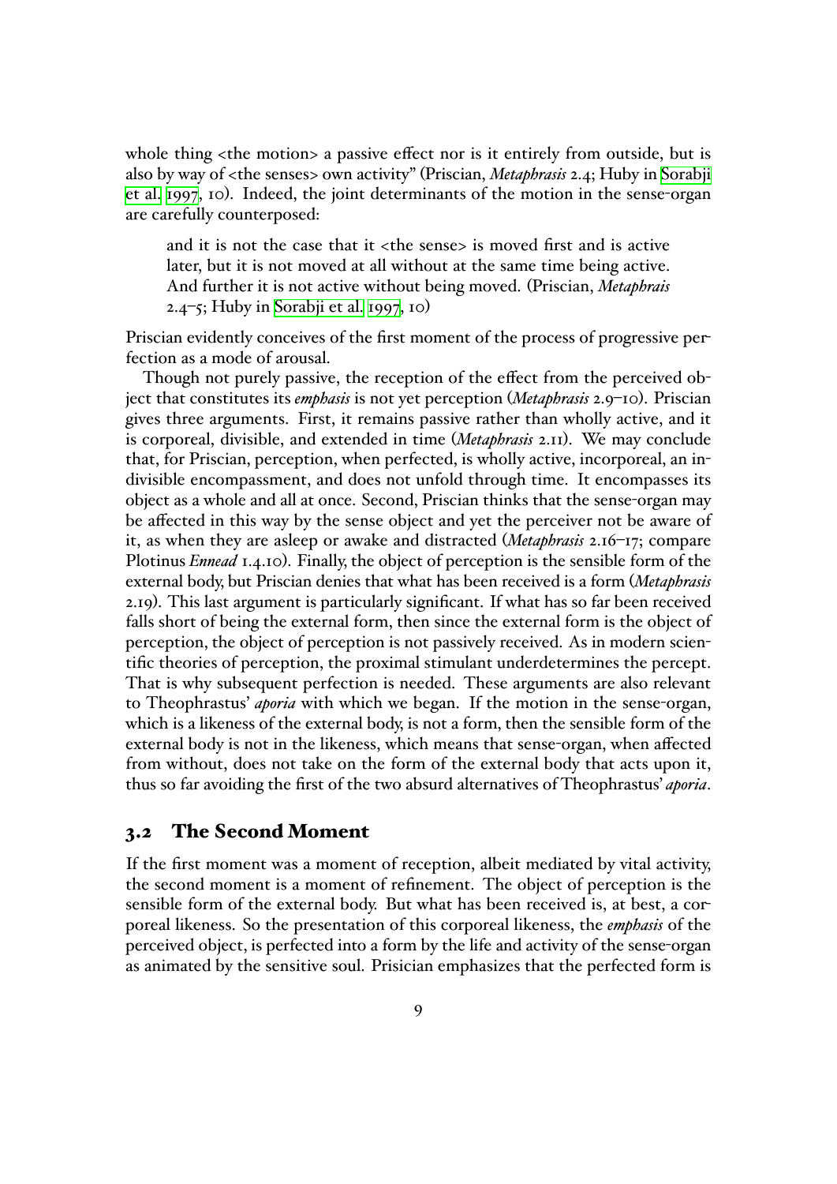whole thing <the motion> a passive effect nor is it entirely from outside, but is also by way of <the senses> own activity" (Priscian, *Metaphrasis* 2.4; Huby in Sorabji et al. 1997, 10). Indeed, the joint determinants of the motion in the sense-organ are carefully counterposed:

> and it is not the case that it <the sense> is moved first and is active later, but it is not moved at all without at the same time being active. And further it is not active without being moved. (Priscian, *Metaphrais* 2.4–5; Huby in Sorabji et al. 1997, 10)

Priscian evidently conceives of the first moment of the process of progressive perfection as a mode of arousal.

Though not purely passive, the reception of the effect from the perceived object that constitutes its *emphasis* is not yet perception (*Metaphrasis* 2.9–10). Priscian gives three arguments. First, it remains passive rather than wholly active, and it is corporeal, divisible, and extended in time (*Metaphrasis* 2.11). We may conclude that, for Priscian, perception, when perfected, is wholly active, incorporeal, an indivisible encompassment, and does not unfold through time. It encompasses its object as a whole and all at once. Second, Priscian thinks that the sense-organ may be affected in this way by the sense object and yet the perceiver not be aware of it, as when they are asleep or awake and distracted (*Metaphrasis* 2.16–17; compare Plotinus *Ennead* 1.4.10). Finally, the object of perception is the sensible form of the external body, but Priscian denies that what has been received is a form (*Metaphrasis* 2.19). This last argument is particularly significant. If what has so far been received falls short of being the external form, then since the external form is the object of perception, the object of perception is not passively received. As in modern scientific theories of perception, the proximal stimulant underdetermines the percept. That is why subsequent perfection is needed. These arguments are also relevant to Theophrastus' *aporia* with which we began. If the motion in the sense-organ, which is a likeness of the external body, is not a form, then the sensible form of the external body is not in the likeness, which means that sense-organ, when affected from without, does not take on the form of the external body that acts upon it, thus so far avoiding the first of the two absurd alternatives of Theophrastus' *aporia*.

## 3.2 The Second Moment

If the first moment was a moment of reception, albeit mediated by vital activity, the second moment is a moment of refinement. The object of perception is the sensible form of the external body. But what has been received is, at best, a corporeal likeness. So the presentation of this corporeal likeness, the *emphasis* of the perceived object, is perfected into a form by the life and activity of the sense-organ as animated by the sensitive soul. Prisician emphasizes that the perfected form is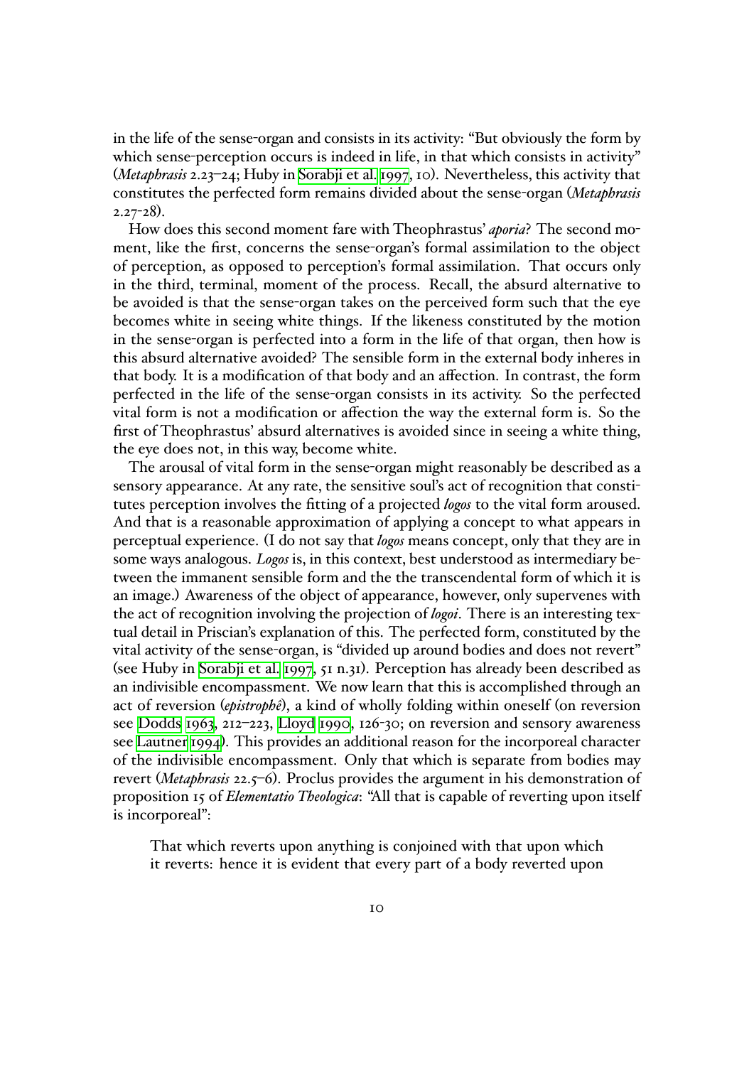in the life of the sense-organ and consists in its activity: "But obviously the form by which sense-perception occurs is indeed in life, in that which consists in activity" (*Metaphrasis* 2.23–24; Huby in Sorabji et al. 1997, 10). Nevertheless, this activity that constitutes the perfected form remains divided about the sense-organ (*Metaphrasis* 2.27-28).

How does this second moment fare with Theophrastus' *aporia*? The second moment, like the first, concerns the sense-organ's formal assimilation to the object of perception, as opposed to perception's formal assimilation. That occurs only in the third, terminal, moment of the process. Recall, the absurd alternative to be avoided is that the sense-organ takes on the perceived form such that the eye becomes white in seeing white things. If the likeness constituted by the motion in the sense-organ is perfected into a form in the life of that organ, then how is this absurd alternative avoided? The sensible form in the external body inheres in that body. It is a modification of that body and an affection. In contrast, the form perfected in the life of the sense-organ consists in its activity. So the perfected vital form is not a modification or affection the way the external form is. So the first of Theophrastus' absurd alternatives is avoided since in seeing a white thing, the eye does not, in this way, become white.

The arousal of vital form in the sense-organ might reasonably be described as a sensory appearance. At any rate, the sensitive soul's act of recognition that constitutes perception involves the fitting of a projected *logos* to the vital form aroused. And that is a reasonable approximation of applying a concept to what appears in perceptual experience. (I do not say that *logos* means concept, only that they are in some ways analogous. *Logos* is, in this context, best understood as intermediary between the immanent sensible form and the the transcendental form of which it is an image.) Awareness of the object of appearance, however, only supervenes with the act of recognition involving the projection of *logoi*. There is an interesting textual detail in Priscian's explanation of this. The perfected form, constituted by the vital activity of the sense-organ, is "divided up around bodies and does not revert" (see Huby in Sorabji et al. 1997, 51 n.31). Perception has already been described as an indivisible encompassment. We now learn that this is accomplished through an act of reversion (*epistrophê*), a kind of wholly folding within oneself (on reversion see Dodds 1963, 212–223, Lloyd 1990, 126-30; on reversion and sensory awareness see Lautner 1994). This provides an additional reason for the incorporeal character of the indivisible encompassment. Only that which is separate from bodies may revert (*Metaphrasis* 22.5–6). Proclus provides the argument in his demonstration of proposition 15 of *Elementatio Theologica*: "All that is capable of reverting upon itself is incorporeal":

> That which reverts upon anything is conjoined with that upon which it reverts: hence it is evident that every part of a body reverted upon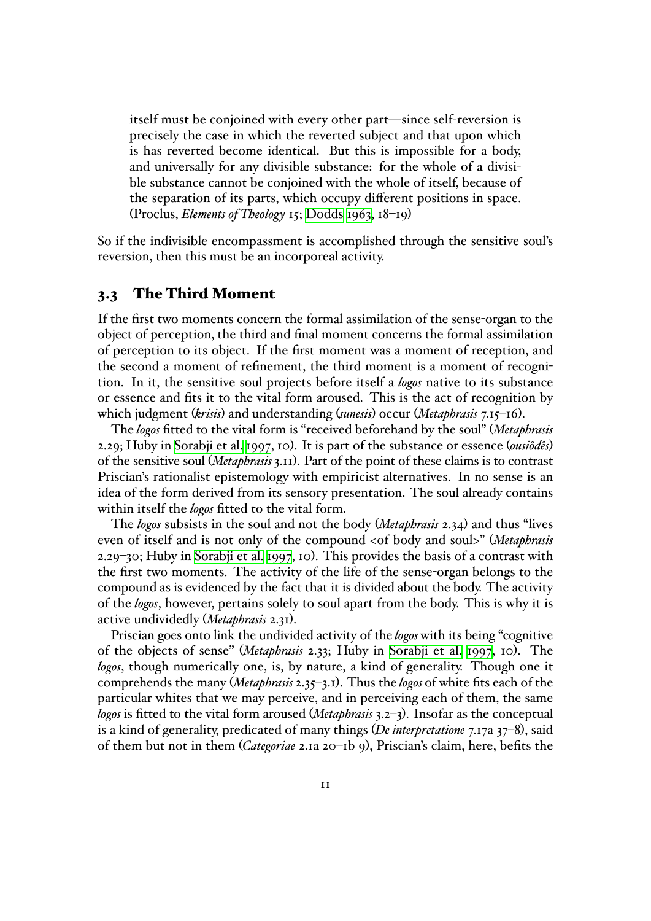> itself must be conjoined with every other part—since self-reversion is precisely the case in which the reverted subject and that upon which is has reverted become identical. But this is impossible for a body, and universally for any divisible substance: for the whole of a divisible substance cannot be conjoined with the whole of itself, because of the separation of its parts, which occupy different positions in space. (Proclus, *Elements of Theology* 15; Dodds 1963, 18–19)

So if the indivisible encompassment is accomplished through the sensitive soul's reversion, then this must be an incorporeal activity.

## 3.3 The Third Moment

If the first two moments concern the formal assimilation of the sense-organ to the object of perception, the third and final moment concerns the formal assimilation of perception to its object. If the first moment was a moment of reception, and the second a moment of refinement, the third moment is a moment of recognition. In it, the sensitive soul projects before itself a *logos* native to its substance or essence and fits it to the vital form aroused. This is the act of recognition by which judgment (*krisis*) and understanding (*sunesis*) occur (*Metaphrasis* 7.15–16).

The *logos* fitted to the vital form is "received beforehand by the soul" (*Metaphrasis* 2.29; Huby in Sorabji et al. 1997, 10). It is part of the substance or essence (*ousiôdês*) of the sensitive soul (*Metaphrasis* 3.11). Part of the point of these claims is to contrast Priscian's rationalist epistemology with empiricist alternatives. In no sense is an idea of the form derived from its sensory presentation. The soul already contains within itself the *logos* fitted to the vital form.

The *logos* subsists in the soul and not the body (*Metaphrasis* 2.34) and thus "lives even of itself and is not only of the compound <of body and soul>" (*Metaphrasis* 2.29–30; Huby in Sorabji et al. 1997, 10). This provides the basis of a contrast with the first two moments. The activity of the life of the sense-organ belongs to the compound as is evidenced by the fact that it is divided about the body. The activity of the *logos*, however, pertains solely to soul apart from the body. This is why it is active undividedly (*Metaphrasis* 2.31).

Priscian goes onto link the undivided activity of the *logos* with its being "cognitive of the objects of sense" (*Metaphrasis* 2.33; Huby in Sorabji et al. 1997, 10). The *logos*, though numerically one, is, by nature, a kind of generality. Though one it comprehends the many (*Metaphrasis* 2.35–3.1). Thus the *logos* of white fits each of the particular whites that we may perceive, and in perceiving each of them, the same *logos* is fitted to the vital form aroused (*Metaphrasis* 3.2–3). Insofar as the conceptual is a kind of generality, predicated of many things (*De interpretatione* 7.17a 37–8), said of them but not in them (*Categoriae* 2.1a 20–1b 9), Priscian's claim, here, befits the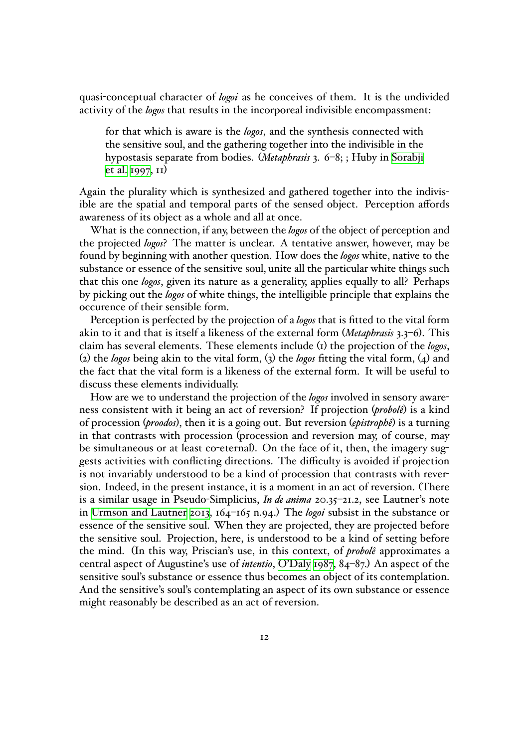quasi-conceptual character of *logoi* as he conceives of them. It is the undivided activity of the *logos* that results in the incorporeal indivisible encompassment:

> for that which is aware is the *logos*, and the synthesis connected with the sensitive soul, and the gathering together into the indivisible in the hypostasis separate from bodies. (*Metaphrasis* 3. 6–8; ; Huby in Sorabji et al. 1997, 11)

Again the plurality which is synthesized and gathered together into the indivisible are the spatial and temporal parts of the sensed object. Perception affords awareness of its object as a whole and all at once.

What is the connection, if any, between the *logos* of the object of perception and the projected *logos*? The matter is unclear. A tentative answer, however, may be found by beginning with another question. How does the *logos* white, native to the substance or essence of the sensitive soul, unite all the particular white things such that this one *logos*, given its nature as a generality, applies equally to all? Perhaps by picking out the *logos* of white things, the intelligible principle that explains the occurence of their sensible form.

Perception is perfected by the projection of a *logos* that is fitted to the vital form akin to it and that is itself a likeness of the external form (*Metaphrasis* 3.3–6). This claim has several elements. These elements include (1) the projection of the *logos*, (2) the *logos* being akin to the vital form, (3) the *logos* fitting the vital form, (4) and the fact that the vital form is a likeness of the external form. It will be useful to discuss these elements individually.

How are we to understand the projection of the *logos* involved in sensory awareness consistent with it being an act of reversion? If projection (*probolê*) is a kind of procession (*proodos*), then it is a going out. But reversion (*epistrophê*) is a turning in that contrasts with procession (procession and reversion may, of course, may be simultaneous or at least co-eternal). On the face of it, then, the imagery suggests activities with conflicting directions. The difficulty is avoided if projection is not invariably understood to be a kind of procession that contrasts with reversion. Indeed, in the present instance, it is a moment in an act of reversion. (There is a similar usage in Pseudo-Simplicius, *In de anima* 20.35–21.2, see Lautner's note in Urmson and Lautner 2013, 164–165 n.94.) The *logoi* subsist in the substance or essence of the sensitive soul. When they are projected, they are projected before the sensitive soul. Projection, here, is understood to be a kind of setting before the mind. (In this way, Priscian's use, in this context, of *probolê* approximates a central aspect of Augustine's use of *intentio*, O'Daly 1987, 84–87.) An aspect of the sensitive soul's substance or essence thus becomes an object of its contemplation. And the sensitive's soul's contemplating an aspect of its own substance or essence might reasonably be described as an act of reversion.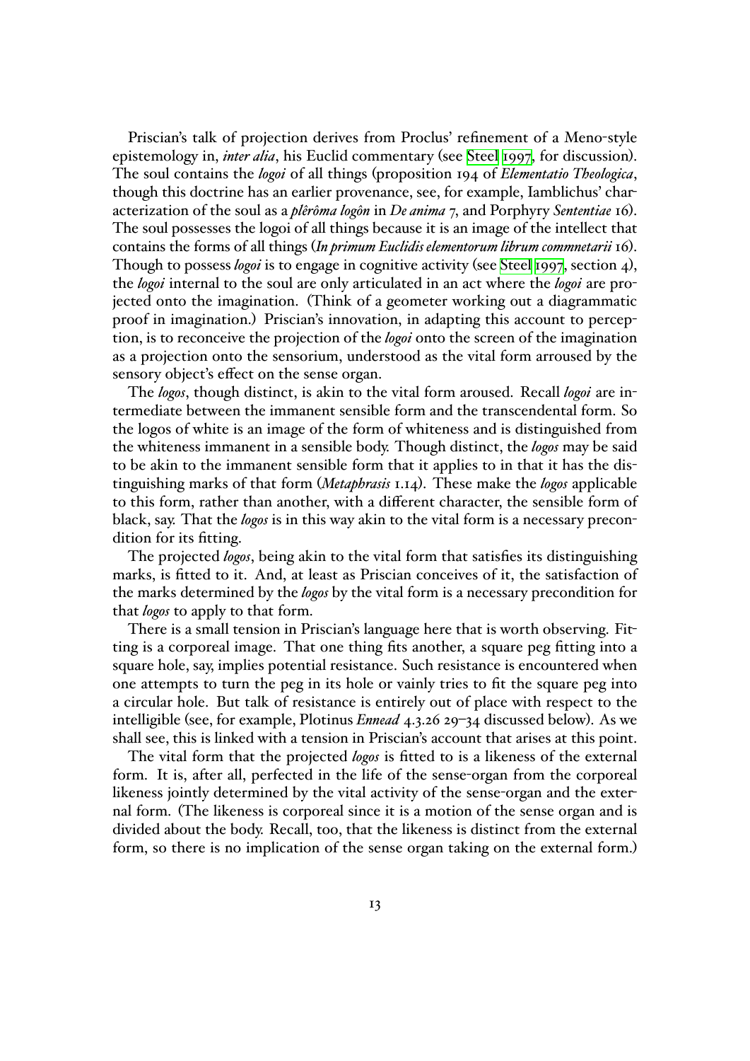Priscian's talk of projection derives from Proclus' refinement of a Meno-style epistemology in, *inter alia*, his Euclid commentary (see Steel 1997, for discussion). The soul contains the *logoi* of all things (proposition 194 of *Elementatio Theologica*, though this doctrine has an earlier provenance, see, for example, Iamblichus' characterization of the soul as a *plêrôma logôn* in *De anima* 7, and Porphyry *Sententiae* 16). The soul possesses the logoi of all things because it is an image of the intellect that contains the forms of all things (*In primum Euclidis elementorum librum commnetarii* 16). Though to possess *logoi* is to engage in cognitive activity (see Steel 1997, section 4), the *logoi* internal to the soul are only articulated in an act where the *logoi* are projected onto the imagination. (Think of a geometer working out a diagrammatic proof in imagination.) Priscian's innovation, in adapting this account to perception, is to reconceive the projection of the *logoi* onto the screen of the imagination as a projection onto the sensorium, understood as the vital form arroused by the sensory object's effect on the sense organ.

The *logos*, though distinct, is akin to the vital form aroused. Recall *logoi* are intermediate between the immanent sensible form and the transcendental form. So the logos of white is an image of the form of whiteness and is distinguished from the whiteness immanent in a sensible body. Though distinct, the *logos* may be said to be akin to the immanent sensible form that it applies to in that it has the distinguishing marks of that form (*Metaphrasis* 1.14). These make the *logos* applicable to this form, rather than another, with a different character, the sensible form of black, say. That the *logos* is in this way akin to the vital form is a necessary precondition for its fitting.

The projected *logos*, being akin to the vital form that satisfies its distinguishing marks, is fitted to it. And, at least as Priscian conceives of it, the satisfaction of the marks determined by the *logos* by the vital form is a necessary precondition for that *logos* to apply to that form.

There is a small tension in Priscian's language here that is worth observing. Fitting is a corporeal image. That one thing fits another, a square peg fitting into a square hole, say, implies potential resistance. Such resistance is encountered when one attempts to turn the peg in its hole or vainly tries to fit the square peg into a circular hole. But talk of resistance is entirely out of place with respect to the intelligible (see, for example, Plotinus *Ennead* 4.3.26 29–34 discussed below). As we shall see, this is linked with a tension in Priscian's account that arises at this point.

The vital form that the projected *logos* is fitted to is a likeness of the external form. It is, after all, perfected in the life of the sense-organ from the corporeal likeness jointly determined by the vital activity of the sense-organ and the external form. (The likeness is corporeal since it is a motion of the sense organ and is divided about the body. Recall, too, that the likeness is distinct from the external form, so there is no implication of the sense organ taking on the external form.)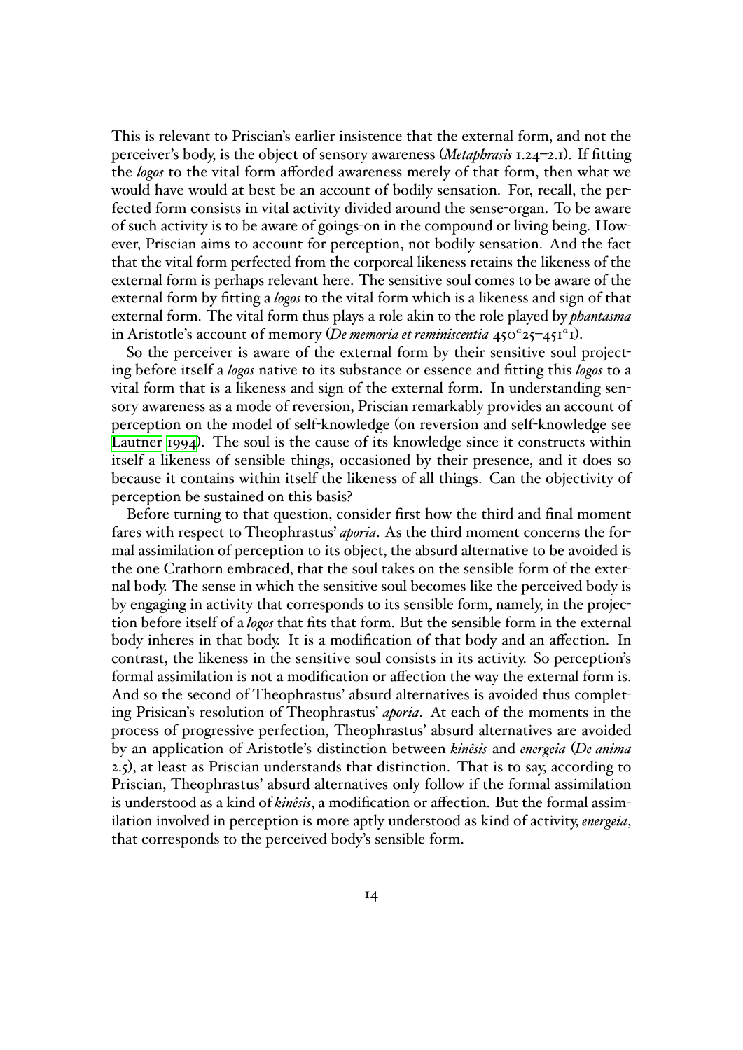This is relevant to Priscian's earlier insistence that the external form, and not the perceiver's body, is the object of sensory awareness (*Metaphrasis* 1.24–2.1). If fitting the *logos* to the vital form afforded awareness merely of that form, then what we would have would at best be an account of bodily sensation. For, recall, the perfected form consists in vital activity divided around the sense-organ. To be aware of such activity is to be aware of goings-on in the compound or living being. However, Priscian aims to account for perception, not bodily sensation. And the fact that the vital form perfected from the corporeal likeness retains the likeness of the external form is perhaps relevant here. The sensitive soul comes to be aware of the external form by fitting a *logos* to the vital form which is a likeness and sign of that external form. The vital form thus plays a role akin to the role played by *phantasma* in Aristotle's account of memory (*De memoria et reminiscentia* $450^a25$–$451^a1$).

So the perceiver is aware of the external form by their sensitive soul projecting before itself a *logos* native to its substance or essence and fitting this *logos* to a vital form that is a likeness and sign of the external form. In understanding sensory awareness as a mode of reversion, Priscian remarkably provides an account of perception on the model of self-knowledge (on reversion and self-knowledge see Lautner 1994). The soul is the cause of its knowledge since it constructs within itself a likeness of sensible things, occasioned by their presence, and it does so because it contains within itself the likeness of all things. Can the objectivity of perception be sustained on this basis?

Before turning to that question, consider first how the third and final moment fares with respect to Theophrastus' *aporia*. As the third moment concerns the formal assimilation of perception to its object, the absurd alternative to be avoided is the one Crathorn embraced, that the soul takes on the sensible form of the external body. The sense in which the sensitive soul becomes like the perceived body is by engaging in activity that corresponds to its sensible form, namely, in the projection before itself of a *logos* that fits that form. But the sensible form in the external body inheres in that body. It is a modification of that body and an affection. In contrast, the likeness in the sensitive soul consists in its activity. So perception's formal assimilation is not a modification or affection the way the external form is. And so the second of Theophrastus' absurd alternatives is avoided thus completing Prisican's resolution of Theophrastus' *aporia*. At each of the moments in the process of progressive perfection, Theophrastus' absurd alternatives are avoided by an application of Aristotle's distinction between *kinêsis* and *energeia* (*De anima* 2.5), at least as Priscian understands that distinction. That is to say, according to Priscian, Theophrastus' absurd alternatives only follow if the formal assimilation is understood as a kind of *kinêsis*, a modification or affection. But the formal assimilation involved in perception is more aptly understood as kind of activity, *energeia*, that corresponds to the perceived body's sensible form.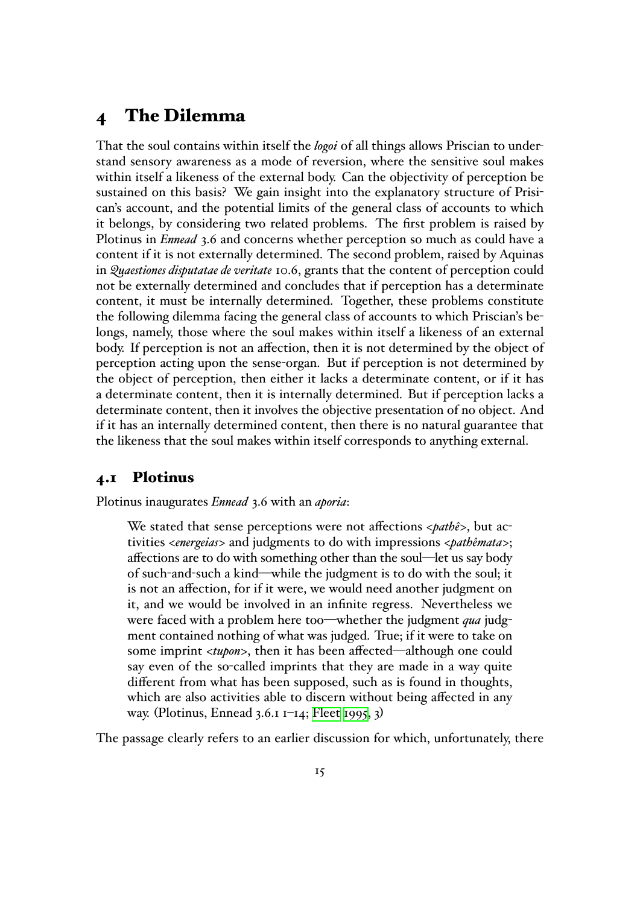# 4 The Dilemma

That the soul contains within itself the *logoi* of all things allows Priscian to understand sensory awareness as a mode of reversion, where the sensitive soul makes within itself a likeness of the external body. Can the objectivity of perception be sustained on this basis? We gain insight into the explanatory structure of Priscian's account, and the potential limits of the general class of accounts to which it belongs, by considering two related problems. The first problem is raised by Plotinus in *Ennead* 3.6 and concerns whether perception so much as could have a content if it is not externally determined. The second problem, raised by Aquinas in *Quaestiones disputatae de veritate* 10.6, grants that the content of perception could not be externally determined and concludes that if perception has a determinate content, it must be internally determined. Together, these problems constitute the following dilemma facing the general class of accounts to which Priscian's belongs, namely, those where the soul makes within itself a likeness of an external body. If perception is not an affection, then it is not determined by the object of perception acting upon the sense-organ. But if perception is not determined by the object of perception, then either it lacks a determinate content, or if it has a determinate content, then it is internally determined. But if perception lacks a determinate content, then it involves the objective presentation of no object. And if it has an internally determined content, then there is no natural guarantee that the likeness that the soul makes within itself corresponds to anything external.

## 4.1 Plotinus

Plotinus inaugurates *Ennead* 3.6 with an *aporia*:

> We stated that sense perceptions were not affections <*pathê*>, but activities <*energeias*> and judgments to do with impressions <*pathêmata*>; affections are to do with something other than the soul—let us say body of such-and-such a kind—while the judgment is to do with the soul; it is not an affection, for if it were, we would need another judgment on it, and we would be involved in an infinite regress. Nevertheless we were faced with a problem here too—whether the judgment *qua* judgment contained nothing of what was judged. True; if it were to take on some imprint <*tupon*>, then it has been affected—although one could say even of the so-called imprints that they are made in a way quite different from what has been supposed, such as is found in thoughts, which are also activities able to discern without being affected in any way. (Plotinus, Ennead 3.6.1 1–14; Fleet 1995, 3)

The passage clearly refers to an earlier discussion for which, unfortunately, there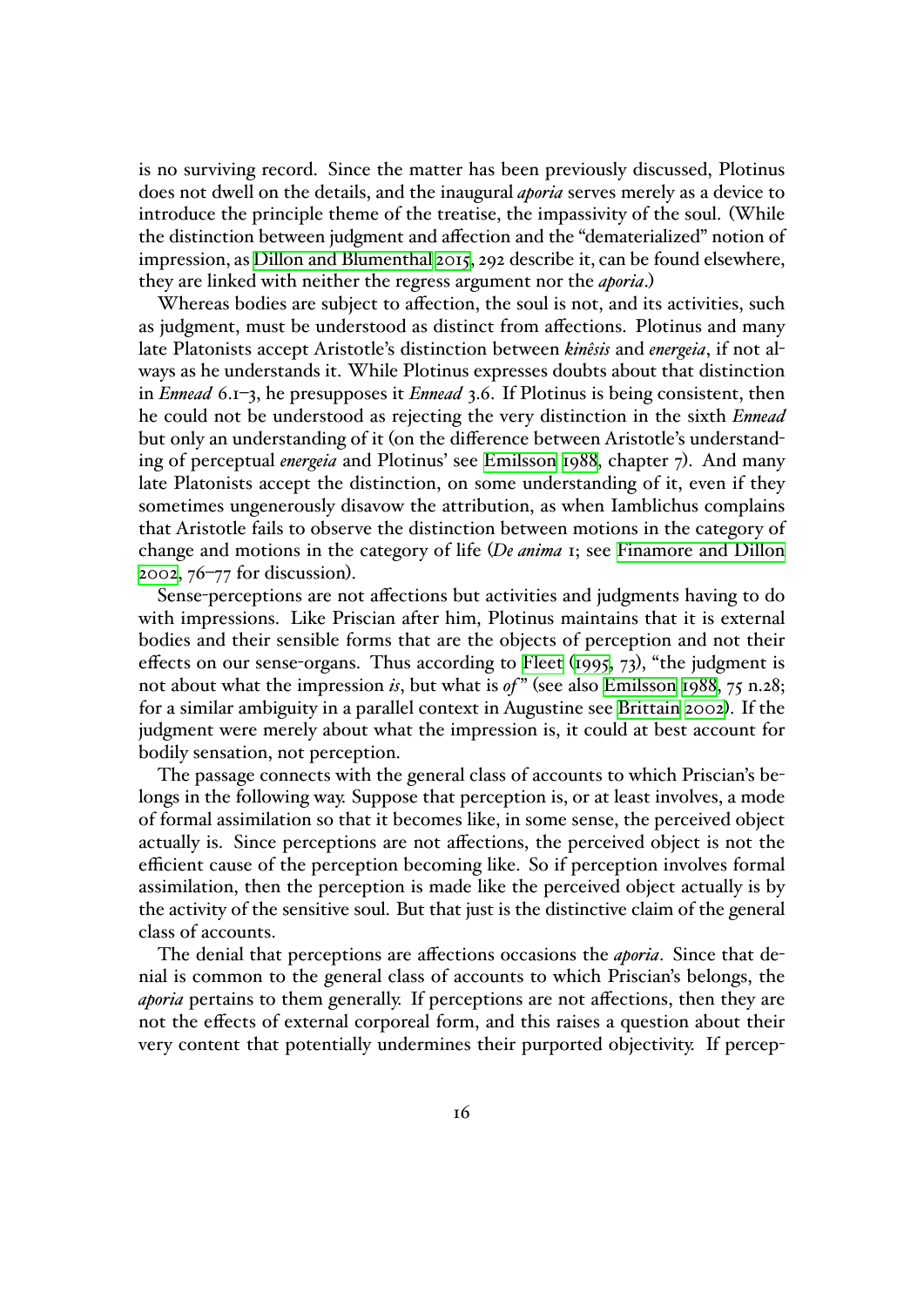is no surviving record. Since the matter has been previously discussed, Plotinus does not dwell on the details, and the inaugural *aporia* serves merely as a device to introduce the principle theme of the treatise, the impassivity of the soul. (While the distinction between judgment and affection and the "dematerialized" notion of impression, as Dillon and Blumenthal 2015, 292 describe it, can be found elsewhere, they are linked with neither the regress argument nor the *aporia*.)

Whereas bodies are subject to affection, the soul is not, and its activities, such as judgment, must be understood as distinct from affections. Plotinus and many late Platonists accept Aristotle's distinction between *kinêsis* and *energeia*, if not always as he understands it. While Plotinus expresses doubts about that distinction in *Ennead* 6.1–3, he presupposes it *Ennead* 3.6. If Plotinus is being consistent, then he could not be understood as rejecting the very distinction in the sixth *Ennead* but only an understanding of it (on the difference between Aristotle's understanding of perceptual *energeia* and Plotinus' see Emilsson 1988, chapter 7). And many late Platonists accept the distinction, on some understanding of it, even if they sometimes ungenerously disavow the attribution, as when Iamblichus complains that Aristotle fails to observe the distinction between motions in the category of change and motions in the category of life (*De anima* 1; see Finamore and Dillon 2002, 76–77 for discussion).

Sense-perceptions are not affections but activities and judgments having to do with impressions. Like Priscian after him, Plotinus maintains that it is external bodies and their sensible forms that are the objects of perception and not their effects on our sense-organs. Thus according to Fleet (1995, 73), "the judgment is not about what the impression *is*, but what is *of*" (see also Emilsson 1988, 75 n.28; for a similar ambiguity in a parallel context in Augustine see Brittain 2002). If the judgment were merely about what the impression is, it could at best account for bodily sensation, not perception.

The passage connects with the general class of accounts to which Priscian's belongs in the following way. Suppose that perception is, or at least involves, a mode of formal assimilation so that it becomes like, in some sense, the perceived object actually is. Since perceptions are not affections, the perceived object is not the efficient cause of the perception becoming like. So if perception involves formal assimilation, then the perception is made like the perceived object actually is by the activity of the sensitive soul. But that just is the distinctive claim of the general class of accounts.

The denial that perceptions are affections occasions the *aporia*. Since that denial is common to the general class of accounts to which Priscian's belongs, the *aporia* pertains to them generally. If perceptions are not affections, then they are not the effects of external corporeal form, and this raises a question about their very content that potentially undermines their purported objectivity. If percep-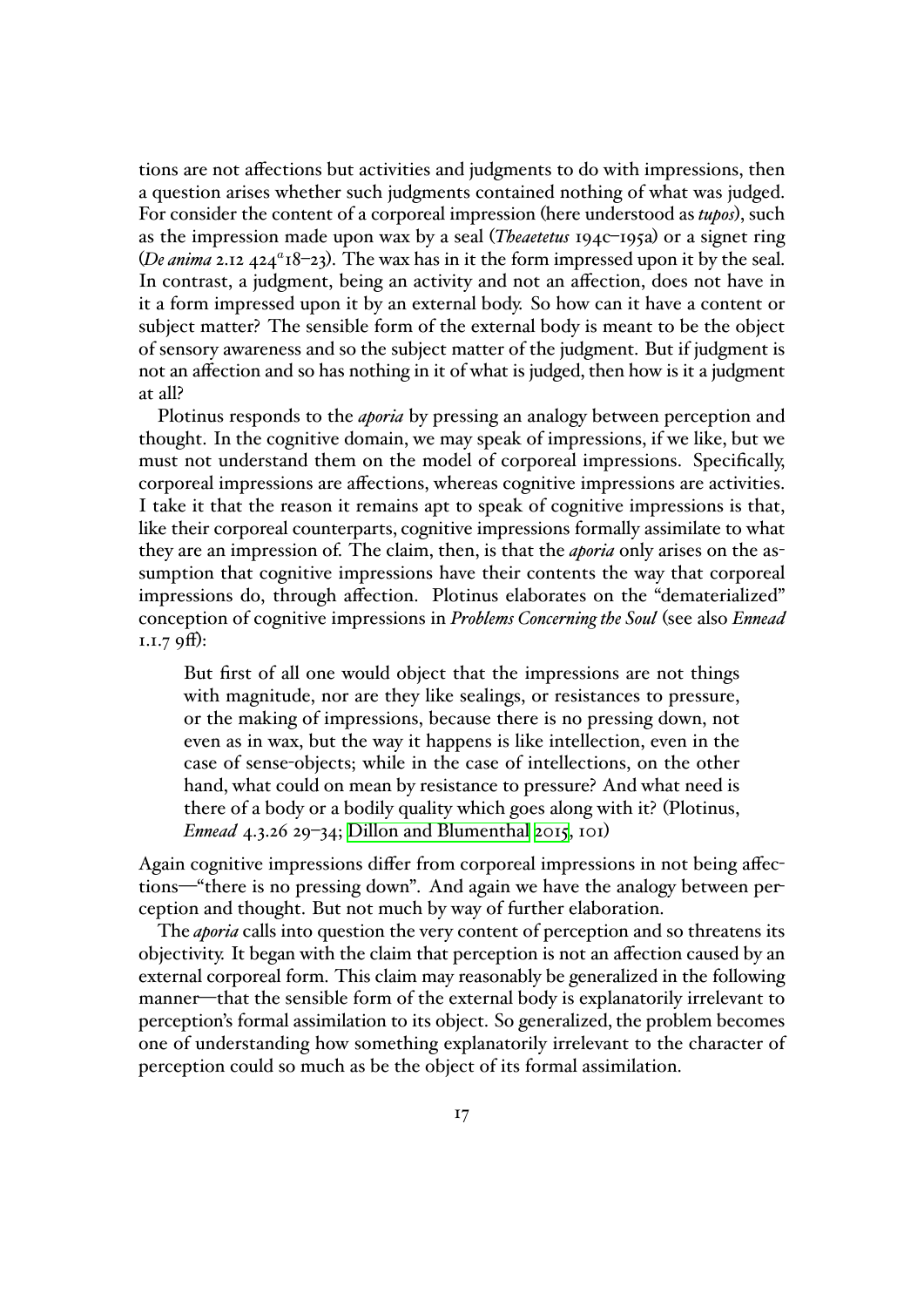tions are not affections but activities and judgments to do with impressions, then a question arises whether such judgments contained nothing of what was judged. For consider the content of a corporeal impression (here understood as *tupos*), such as the impression made upon wax by a seal (*Theaetetus* 194c–195a) or a signet ring (*De anima* 2.12 $424^a$18–23). The wax has in it the form impressed upon it by the seal. In contrast, a judgment, being an activity and not an affection, does not have in it a form impressed upon it by an external body. So how can it have a content or subject matter? The sensible form of the external body is meant to be the object of sensory awareness and so the subject matter of the judgment. But if judgment is not an affection and so has nothing in it of what is judged, then how is it a judgment at all?

Plotinus responds to the *aporia* by pressing an analogy between perception and thought. In the cognitive domain, we may speak of impressions, if we like, but we must not understand them on the model of corporeal impressions. Specifically, corporeal impressions are affections, whereas cognitive impressions are activities. I take it that the reason it remains apt to speak of cognitive impressions is that, like their corporeal counterparts, cognitive impressions formally assimilate to what they are an impression of. The claim, then, is that the *aporia* only arises on the assumption that cognitive impressions have their contents the way that corporeal impressions do, through affection. Plotinus elaborates on the "dematerialized" conception of cognitive impressions in *Problems Concerning the Soul* (see also *Ennead* 1.1.7 9ff):

> But first of all one would object that the impressions are not things with magnitude, nor are they like sealings, or resistances to pressure, or the making of impressions, because there is no pressing down, not even as in wax, but the way it happens is like intellection, even in the case of sense-objects; while in the case of intellections, on the other hand, what could on mean by resistance to pressure? And what need is there of a body or a bodily quality which goes along with it? (Plotinus, *Ennead* 4.3.26 29–34; Dillon and Blumenthal 2015, 101)

Again cognitive impressions differ from corporeal impressions in not being affections—"there is no pressing down". And again we have the analogy between perception and thought. But not much by way of further elaboration.

The *aporia* calls into question the very content of perception and so threatens its objectivity. It began with the claim that perception is not an affection caused by an external corporeal form. This claim may reasonably be generalized in the following manner—that the sensible form of the external body is explanatorily irrelevant to perception's formal assimilation to its object. So generalized, the problem becomes one of understanding how something explanatorily irrelevant to the character of perception could so much as be the object of its formal assimilation.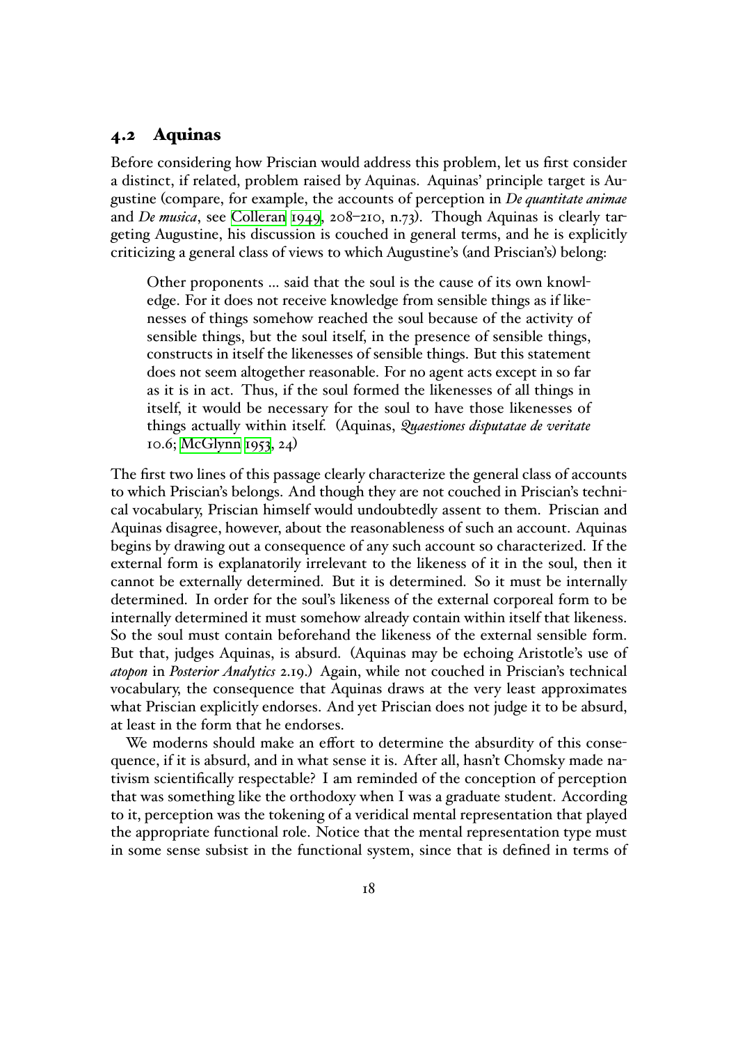### 4.2 Aquinas

Before considering how Priscian would address this problem, let us first consider a distinct, if related, problem raised by Aquinas. Aquinas' principle target is Augustine (compare, for example, the accounts of perception in *De quantitate animae* and *De musica*, see Colleran 1949, 208–210, n.73). Though Aquinas is clearly targeting Augustine, his discussion is couched in general terms, and he is explicitly criticizing a general class of views to which Augustine's (and Priscian's) belong:

> Other proponents ... said that the soul is the cause of its own knowledge. For it does not receive knowledge from sensible things as if likenesses of things somehow reached the soul because of the activity of sensible things, but the soul itself, in the presence of sensible things, constructs in itself the likenesses of sensible things. But this statement does not seem altogether reasonable. For no agent acts except in so far as it is in act. Thus, if the soul formed the likenesses of all things in itself, it would be necessary for the soul to have those likenesses of things actually within itself. (Aquinas, *Quaestiones disputatae de veritate* 10.6; McGlynn 1953, 24)

The first two lines of this passage clearly characterize the general class of accounts to which Priscian's belongs. And though they are not couched in Priscian's technical vocabulary, Priscian himself would undoubtedly assent to them. Priscian and Aquinas disagree, however, about the reasonableness of such an account. Aquinas begins by drawing out a consequence of any such account so characterized. If the external form is explanatorily irrelevant to the likeness of it in the soul, then it cannot be externally determined. But it is determined. So it must be internally determined. In order for the soul's likeness of the external corporeal form to be internally determined it must somehow already contain within itself that likeness. So the soul must contain beforehand the likeness of the external sensible form. But that, judges Aquinas, is absurd. (Aquinas may be echoing Aristotle's use of *atopon* in *Posterior Analytics* 2.19.) Again, while not couched in Priscian's technical vocabulary, the consequence that Aquinas draws at the very least approximates what Priscian explicitly endorses. And yet Priscian does not judge it to be absurd, at least in the form that he endorses.

We moderns should make an effort to determine the absurdity of this consequence, if it is absurd, and in what sense it is. After all, hasn't Chomsky made nativism scientifically respectable? I am reminded of the conception of perception that was something like the orthodoxy when I was a graduate student. According to it, perception was the tokening of a veridical mental representation that played the appropriate functional role. Notice that the mental representation type must in some sense subsist in the functional system, since that is defined in terms of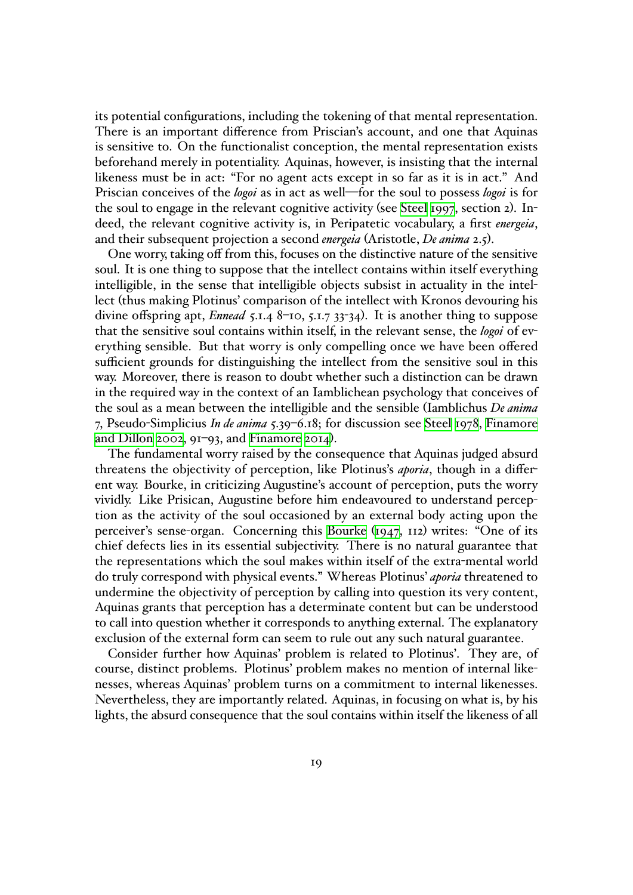its potential configurations, including the tokening of that mental representation. There is an important difference from Priscian's account, and one that Aquinas is sensitive to. On the functionalist conception, the mental representation exists beforehand merely in potentiality. Aquinas, however, is insisting that the internal likeness must be in act: "For no agent acts except in so far as it is in act." And Priscian conceives of the *logoi* as in act as well—for the soul to possess *logoi* is for the soul to engage in the relevant cognitive activity (see Steel 1997, section 2). Indeed, the relevant cognitive activity is, in Peripatetic vocabulary, a first *energeia*, and their subsequent projection a second *energeia* (Aristotle, *De anima* 2.5).

One worry, taking off from this, focuses on the distinctive nature of the sensitive soul. It is one thing to suppose that the intellect contains within itself everything intelligible, in the sense that intelligible objects subsist in actuality in the intellect (thus making Plotinus' comparison of the intellect with Kronos devouring his divine offspring apt, *Ennead* 5.1.4 8–10, 5.1.7 33-34). It is another thing to suppose that the sensitive soul contains within itself, in the relevant sense, the *logoi* of everything sensible. But that worry is only compelling once we have been offered sufficient grounds for distinguishing the intellect from the sensitive soul in this way. Moreover, there is reason to doubt whether such a distinction can be drawn in the required way in the context of an Iamblichean psychology that conceives of the soul as a mean between the intelligible and the sensible (Iamblichus *De anima* 7, Pseudo-Simplicius *In de anima* 5.39–6.18; for discussion see Steel 1978, Finamore and Dillon 2002, 91–93, and Finamore 2014).

The fundamental worry raised by the consequence that Aquinas judged absurd threatens the objectivity of perception, like Plotinus's *aporia*, though in a different way. Bourke, in criticizing Augustine's account of perception, puts the worry vividly. Like Prisican, Augustine before him endeavoured to understand perception as the activity of the soul occasioned by an external body acting upon the perceiver's sense-organ. Concerning this Bourke (1947, 112) writes: "One of its chief defects lies in its essential subjectivity. There is no natural guarantee that the representations which the soul makes within itself of the extra-mental world do truly correspond with physical events." Whereas Plotinus' *aporia* threatened to undermine the objectivity of perception by calling into question its very content, Aquinas grants that perception has a determinate content but can be understood to call into question whether it corresponds to anything external. The explanatory exclusion of the external form can seem to rule out any such natural guarantee.

Consider further how Aquinas' problem is related to Plotinus'. They are, of course, distinct problems. Plotinus' problem makes no mention of internal likenesses, whereas Aquinas' problem turns on a commitment to internal likenesses. Nevertheless, they are importantly related. Aquinas, in focusing on what is, by his lights, the absurd consequence that the soul contains within itself the likeness of all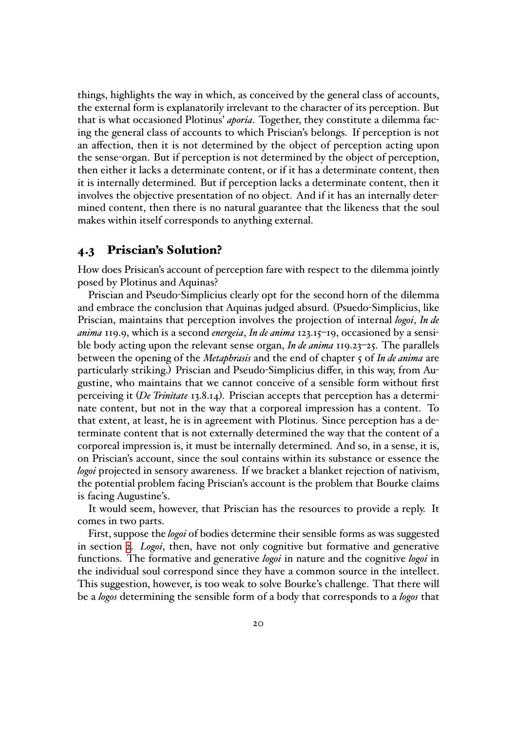things, highlights the way in which, as conceived by the general class of accounts, the external form is explanatorily irrelevant to the character of its perception. But that is what occasioned Plotinus' *aporia*. Together, they constitute a dilemma facing the general class of accounts to which Priscian's belongs. If perception is not an affection, then it is not determined by the object of perception acting upon the sense-organ. But if perception is not determined by the object of perception, then either it lacks a determinate content, or if it has a determinate content, then it is internally determined. But if perception lacks a determinate content, then it involves the objective presentation of no object. And if it has an internally determined content, then there is no natural guarantee that the likeness that the soul makes within itself corresponds to anything external.

## 4.3 Priscian's Solution?

How does Prisican's account of perception fare with respect to the dilemma jointly posed by Plotinus and Aquinas?

Priscian and Pseudo-Simplicius clearly opt for the second horn of the dilemma and embrace the conclusion that Aquinas judged absurd. (Psuedo-Simplicius, like Priscian, maintains that perception involves the projection of internal *logoi*, *In de anima* 119.9, which is a second *energeia*, *In de anima* 123.15–19, occasioned by a sensible body acting upon the relevant sense organ, *In de anima* 119.23–25. The parallels between the opening of the *Metaphrasis* and the end of chapter 5 of *In de anima* are particularly striking.) Priscian and Pseudo-Simplicius differ, in this way, from Augustine, who maintains that we cannot conceive of a sensible form without first perceiving it (*De Trinitate* 13.8.14). Priscian accepts that perception has a determinate content, but not in the way that a corporeal impression has a content. To that extent, at least, he is in agreement with Plotinus. Since perception has a determinate content that is not externally determined the way that the content of a corporeal impression is, it must be internally determined. And so, in a sense, it is, on Priscian's account, since the soul contains within its substance or essence the *logoi* projected in sensory awareness. If we bracket a blanket rejection of nativism, the potential problem facing Priscian's account is the problem that Bourke claims is facing Augustine's.

It would seem, however, that Priscian has the resources to provide a reply. It comes in two parts.

First, suppose the *logoi* of bodies determine their sensible forms as was suggested in section 2. *Logoi*, then, have not only cognitive but formative and generative functions. The formative and generative *logoi* in nature and the cognitive *logoi* in the individual soul correspond since they have a common source in the intellect. This suggestion, however, is too weak to solve Bourke's challenge. That there will be a *logos* determining the sensible form of a body that corresponds to a *logos* that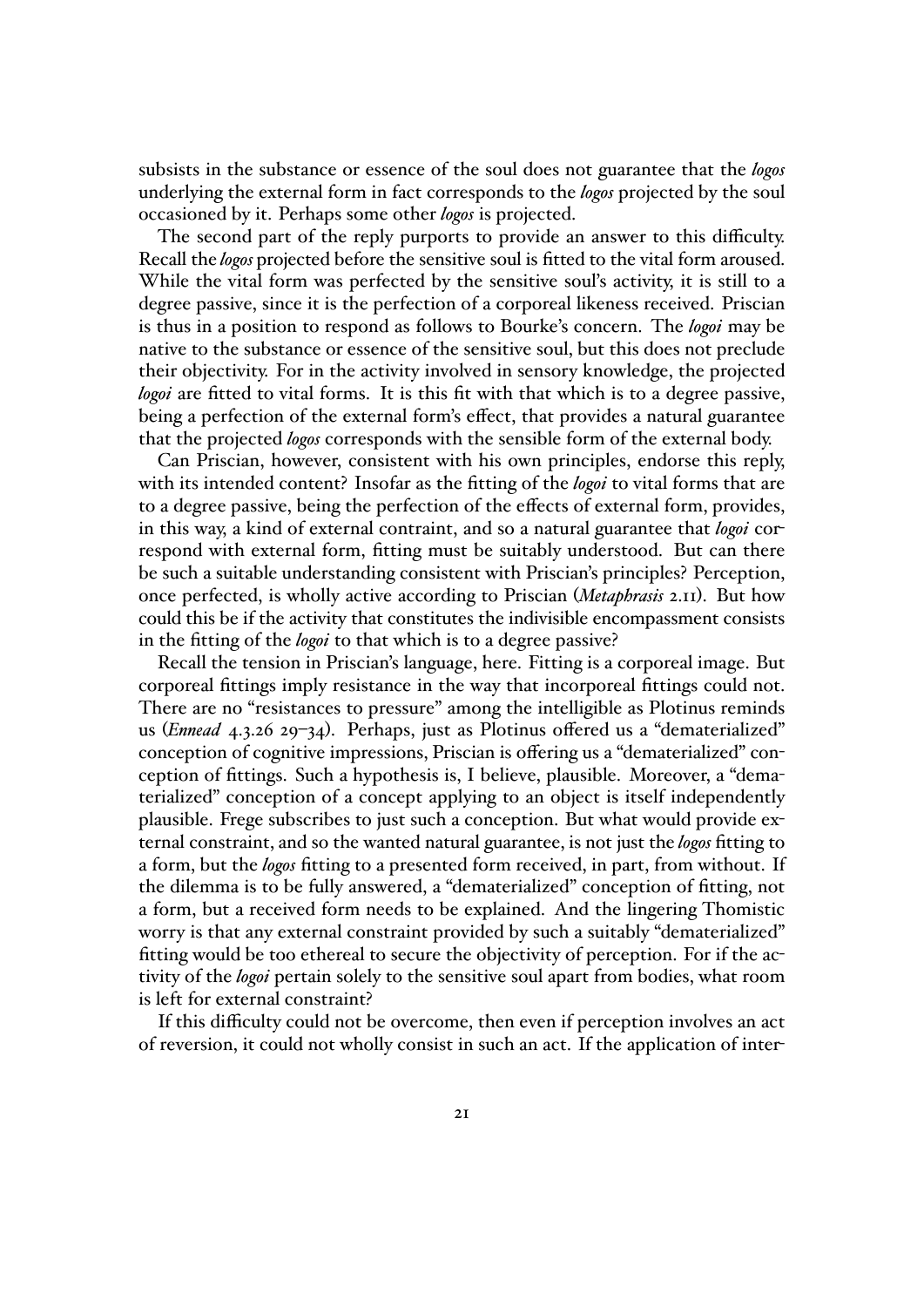subsists in the substance or essence of the soul does not guarantee that the *logos* underlying the external form in fact corresponds to the *logos* projected by the soul occasioned by it. Perhaps some other *logos* is projected.

The second part of the reply purports to provide an answer to this difficulty. Recall the *logos* projected before the sensitive soul is fitted to the vital form aroused. While the vital form was perfected by the sensitive soul's activity, it is still to a degree passive, since it is the perfection of a corporeal likeness received. Priscian is thus in a position to respond as follows to Bourke's concern. The *logoi* may be native to the substance or essence of the sensitive soul, but this does not preclude their objectivity. For in the activity involved in sensory knowledge, the projected *logoi* are fitted to vital forms. It is this fit with that which is to a degree passive, being a perfection of the external form's effect, that provides a natural guarantee that the projected *logos* corresponds with the sensible form of the external body.

Can Priscian, however, consistent with his own principles, endorse this reply, with its intended content? Insofar as the fitting of the *logoi* to vital forms that are to a degree passive, being the perfection of the effects of external form, provides, in this way, a kind of external contraint, and so a natural guarantee that *logoi* correspond with external form, fitting must be suitably understood. But can there be such a suitable understanding consistent with Priscian's principles? Perception, once perfected, is wholly active according to Priscian (*Metaphrasis* 2.11). But how could this be if the activity that constitutes the indivisible encompassment consists in the fitting of the *logoi* to that which is to a degree passive?

Recall the tension in Priscian's language, here. Fitting is a corporeal image. But corporeal fittings imply resistance in the way that incorporeal fittings could not. There are no "resistances to pressure" among the intelligible as Plotinus reminds us (*Ennead* 4.3.26 29–34). Perhaps, just as Plotinus offered us a "dematerialized" conception of cognitive impressions, Priscian is offering us a "dematerialized" conception of fittings. Such a hypothesis is, I believe, plausible. Moreover, a "dematerialized" conception of a concept applying to an object is itself independently plausible. Frege subscribes to just such a conception. But what would provide external constraint, and so the wanted natural guarantee, is not just the *logos* fitting to a form, but the *logos* fitting to a presented form received, in part, from without. If the dilemma is to be fully answered, a "dematerialized" conception of fitting, not a form, but a received form needs to be explained. And the lingering Thomistic worry is that any external constraint provided by such a suitably "dematerialized" fitting would be too ethereal to secure the objectivity of perception. For if the activity of the *logoi* pertain solely to the sensitive soul apart from bodies, what room is left for external constraint?

If this difficulty could not be overcome, then even if perception involves an act of reversion, it could not wholly consist in such an act. If the application of inter-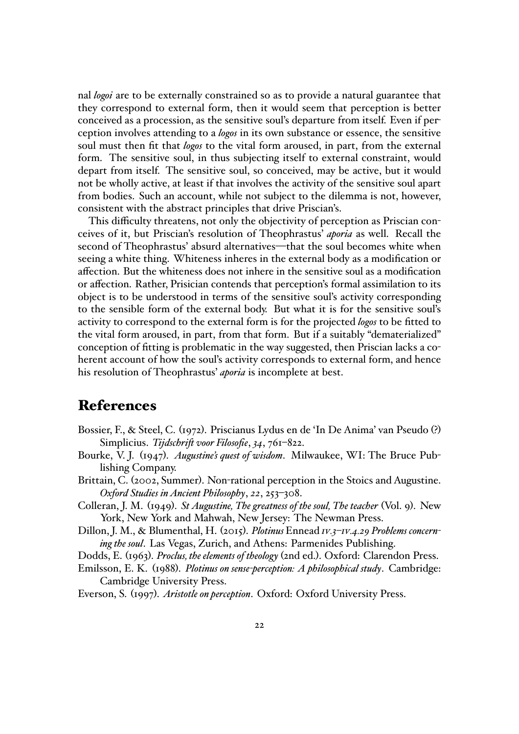nal *logoi* are to be externally constrained so as to provide a natural guarantee that they correspond to external form, then it would seem that perception is better conceived as a procession, as the sensitive soul's departure from itself. Even if perception involves attending to a *logos* in its own substance or essence, the sensitive soul must then fit that *logos* to the vital form aroused, in part, from the external form. The sensitive soul, in thus subjecting itself to external constraint, would depart from itself. The sensitive soul, so conceived, may be active, but it would not be wholly active, at least if that involves the activity of the sensitive soul apart from bodies. Such an account, while not subject to the dilemma is not, however, consistent with the abstract principles that drive Priscian's.

This difficulty threatens, not only the objectivity of perception as Priscian conceives of it, but Priscian's resolution of Theophrastus' *aporia* as well. Recall the second of Theophrastus' absurd alternatives—that the soul becomes white when seeing a white thing. Whiteness inheres in the external body as a modification or affection. But the whiteness does not inhere in the sensitive soul as a modification or affection. Rather, Prisician contends that perception's formal assimilation to its object is to be understood in terms of the sensitive soul's activity corresponding to the sensible form of the external body. But what it is for the sensitive soul's activity to correspond to the external form is for the projected *logos* to be fitted to the vital form aroused, in part, from that form. But if a suitably "dematerialized" conception of fitting is problematic in the way suggested, then Priscian lacks a coherent account of how the soul's activity corresponds to external form, and hence his resolution of Theophrastus' *aporia* is incomplete at best.

## References

Bossier, F., & Steel, C. (1972). Priscianus Lydus en de 'In De Anima' van Pseudo (?) Simplicius. *Tijdschrift voor Filosofie*, *34*, 761–822.

Bourke, V. J. (1947). *Augustine's quest of wisdom*. Milwaukee, WI: The Bruce Publishing Company.

Brittain, C. (2002, Summer). Non-rational perception in the Stoics and Augustine. *Oxford Studies in Ancient Philosophy*, *22*, 253–308.

Colleran, J. M. (1949). *St Augustine, The greatness of the soul, The teacher* (Vol. 9). New York, New York and Mahwah, New Jersey: The Newman Press.

Dillon, J. M., & Blumenthal, H. (2015). *Plotinus* Ennead *IV.3–IV.4.29 Problems concerning the soul*. Las Vegas, Zurich, and Athens: Parmenides Publishing.

Dodds, E. (1963). *Proclus, the elements of theology* (2nd ed.). Oxford: Clarendon Press.

Emilsson, E. K. (1988). *Plotinus on sense-perception: A philosophical study*. Cambridge: Cambridge University Press.

Everson, S. (1997). *Aristotle on perception*. Oxford: Oxford University Press.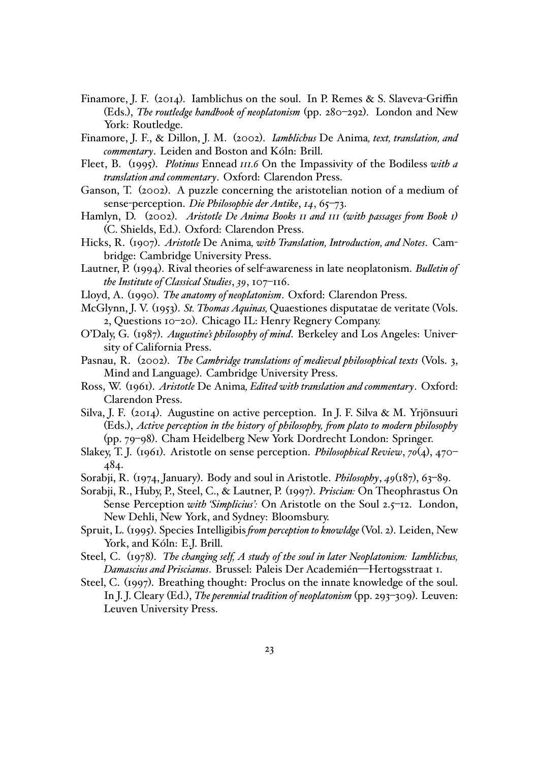Finamore, J. F. (2014). Iamblichus on the soul. In P. Remes & S. Slaveva-Griffin (Eds.), *The routledge handbook of neoplatonism* (pp. 280–292). London and New York: Routledge.

Finamore, J. F., & Dillon, J. M. (2002). *Iamblichus* De Anima*, text, translation, and commentary*. Leiden and Boston and Kóln: Brill.

Fleet, B. (1995). *Plotinus* Ennead *III.6* On the Impassivity of the Bodiless *with a translation and commentary*. Oxford: Clarendon Press.

Ganson, T. (2002). A puzzle concerning the aristotelian notion of a medium of sense-perception. *Die Philosophie der Antike*, *14*, 65–73.

Hamlyn, D. (2002). *Aristotle De Anima Books II and III (with passages from Book I)* (C. Shields, Ed.). Oxford: Clarendon Press.

Hicks, R. (1907). *Aristotle* De Anima*, with Translation, Introduction, and Notes*. Cambridge: Cambridge University Press.

Lautner, P. (1994). Rival theories of self-awareness in late neoplatonism. *Bulletin of the Institute of Classical Studies*, *39*, 107–116.

Lloyd, A. (1990). *The anatomy of neoplatonism*. Oxford: Clarendon Press.

McGlynn, J. V. (1953). *St. Thomas Aquinas,* Quaestiones disputatae de veritate (Vols. 2, Questions 10–20). Chicago IL: Henry Regnery Company.

O'Daly, G. (1987). *Augustine's philosophy of mind*. Berkeley and Los Angeles: University of California Press.

Pasnau, R. (2002). *The Cambridge translations of medieval philosophical texts* (Vols. 3, Mind and Language). Cambridge University Press.

Ross, W. (1961). *Aristotle* De Anima*, Edited with translation and commentary*. Oxford: Clarendon Press.

Silva, J. F. (2014). Augustine on active perception. In J. F. Silva & M. Yrjönsuuri (Eds.), *Active perception in the history of philosophy, from plato to modern philosophy* (pp. 79–98). Cham Heidelberg New York Dordrecht London: Springer.

Slakey, T. J. (1961). Aristotle on sense perception. *Philosophical Review*, *70*(4), 470–484.

Sorabji, R. (1974, January). Body and soul in Aristotle. *Philosophy*, *49*(187), 63–89.

Sorabji, R., Huby, P., Steel, C., & Lautner, P. (1997). *Priscian:* On Theophrastus On Sense Perception *with 'Simplicius':* On Aristotle on the Soul 2.5–12. London, New Dehli, New York, and Sydney: Bloomsbury.

Spruit, L. (1995). Species Intelligibis *from perception to knowldge* (Vol. 2). Leiden, New York, and Kóln: E.J. Brill.

Steel, C. (1978). *The changing self, A study of the soul in later Neoplatonism: Iamblichus, Damascius and Priscianus*. Brussel: Paleis Der Academién—Hertogsstraat 1.

Steel, C. (1997). Breathing thought: Proclus on the innate knowledge of the soul. In J. J. Cleary (Ed.), *The perennial tradition of neoplatonism* (pp. 293–309). Leuven: Leuven University Press.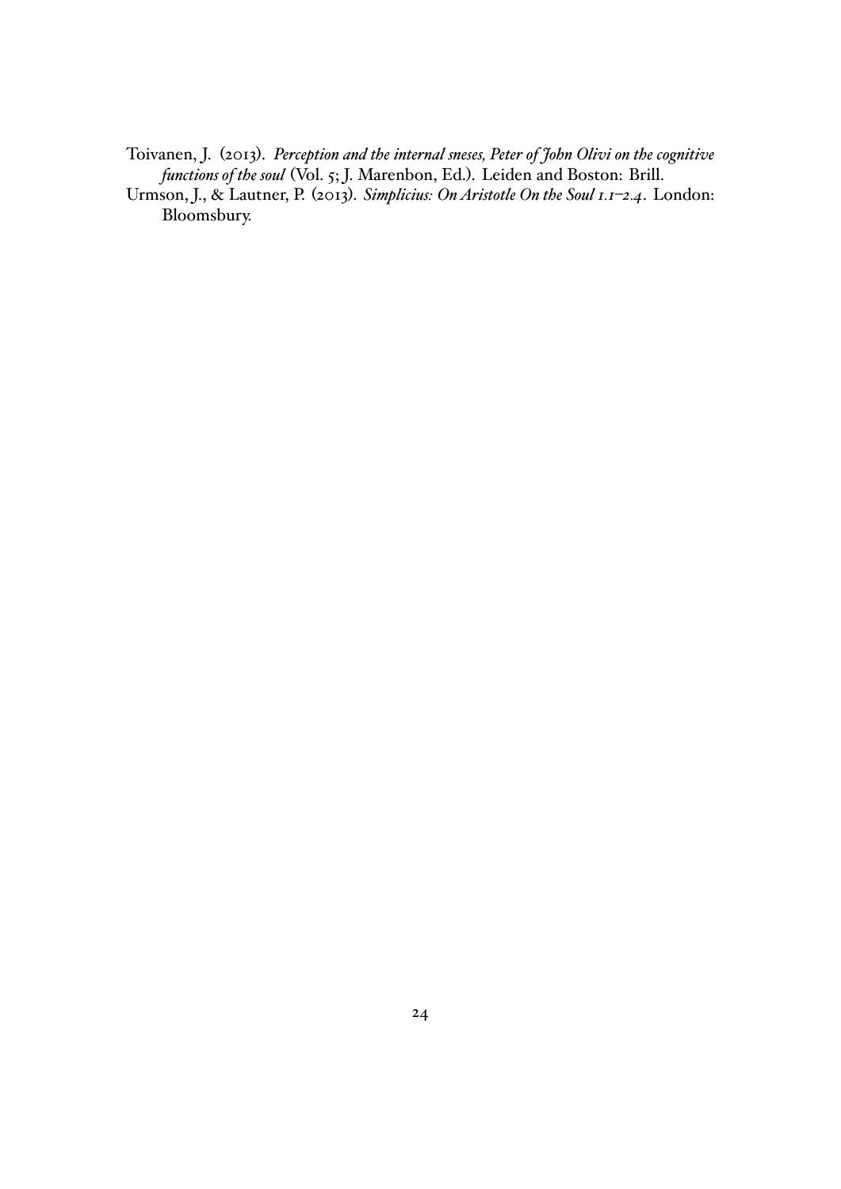Toivanen, J. (2013). *Perception and the internal sneses, Peter of John Olivi on the cognitive functions of the soul* (Vol. 5; J. Marenbon, Ed.). Leiden and Boston: Brill.

Urmson, J., & Lautner, P. (2013). *Simplicius: On Aristotle On the Soul 1.1–2.4*. London: Bloomsbury.